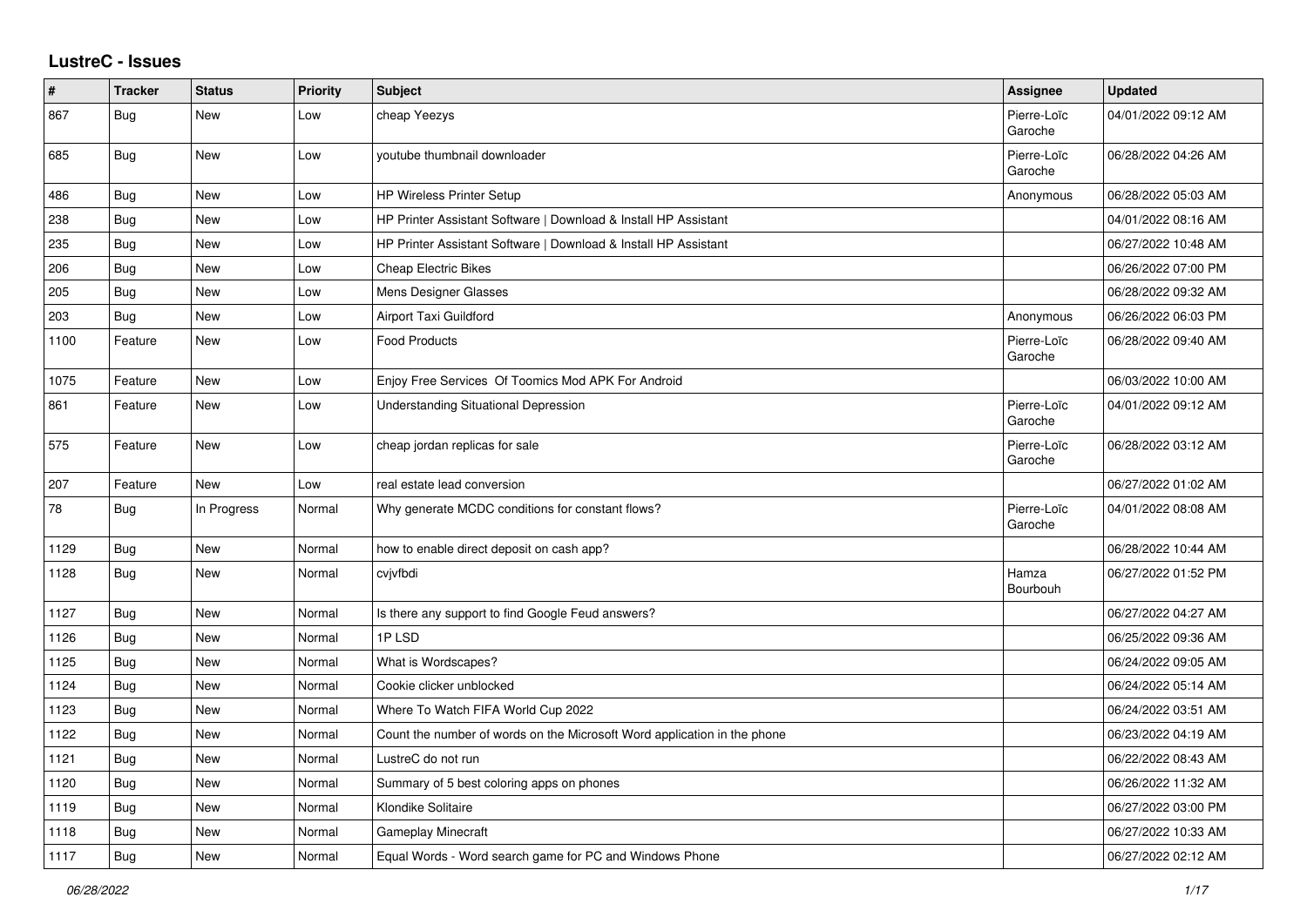# LustreC - Issues

| # | Tracker | Status | Priority | Subject | Assignee | Updated |
|---|---|---|---|---|---|---|
| 867 | Bug | New | Low | cheap Yeezys | Pierre-Loïc Garoche | 04/01/2022 09:12 AM |
| 685 | Bug | New | Low | youtube thumbnail downloader | Pierre-Loïc Garoche | 06/28/2022 04:26 AM |
| 486 | Bug | New | Low | HP Wireless Printer Setup | Anonymous | 06/28/2022 05:03 AM |
| 238 | Bug | New | Low | HP Printer Assistant Software \| Download & Install HP Assistant | | 04/01/2022 08:16 AM |
| 235 | Bug | New | Low | HP Printer Assistant Software \| Download & Install HP Assistant | | 06/27/2022 10:48 AM |
| 206 | Bug | New | Low | Cheap Electric Bikes | | 06/26/2022 07:00 PM |
| 205 | Bug | New | Low | Mens Designer Glasses | | 06/28/2022 09:32 AM |
| 203 | Bug | New | Low | Airport Taxi Guildford | Anonymous | 06/26/2022 06:03 PM |
| 1100 | Feature | New | Low | Food Products | Pierre-Loïc Garoche | 06/28/2022 09:40 AM |
| 1075 | Feature | New | Low | Enjoy Free Services Of Toomics Mod APK For Android | | 06/03/2022 10:00 AM |
| 861 | Feature | New | Low | Understanding Situational Depression | Pierre-Loïc Garoche | 04/01/2022 09:12 AM |
| 575 | Feature | New | Low | cheap jordan replicas for sale | Pierre-Loïc Garoche | 06/28/2022 03:12 AM |
| 207 | Feature | New | Low | real estate lead conversion | | 06/27/2022 01:02 AM |
| 78 | Bug | In Progress | Normal | Why generate MCDC conditions for constant flows? | Pierre-Loïc Garoche | 04/01/2022 08:08 AM |
| 1129 | Bug | New | Normal | how to enable direct deposit on cash app? | | 06/28/2022 10:44 AM |
| 1128 | Bug | New | Normal | cvjvfbdi | Hamza Bourbouh | 06/27/2022 01:52 PM |
| 1127 | Bug | New | Normal | Is there any support to find Google Feud answers? | | 06/27/2022 04:27 AM |
| 1126 | Bug | New | Normal | 1P LSD | | 06/25/2022 09:36 AM |
| 1125 | Bug | New | Normal | What is Wordscapes? | | 06/24/2022 09:05 AM |
| 1124 | Bug | New | Normal | Cookie clicker unblocked | | 06/24/2022 05:14 AM |
| 1123 | Bug | New | Normal | Where To Watch FIFA World Cup 2022 | | 06/24/2022 03:51 AM |
| 1122 | Bug | New | Normal | Count the number of words on the Microsoft Word application in the phone | | 06/23/2022 04:19 AM |
| 1121 | Bug | New | Normal | LustreC do not run | | 06/22/2022 08:43 AM |
| 1120 | Bug | New | Normal | Summary of 5 best coloring apps on phones | | 06/26/2022 11:32 AM |
| 1119 | Bug | New | Normal | Klondike Solitaire | | 06/27/2022 03:00 PM |
| 1118 | Bug | New | Normal | Gameplay Minecraft | | 06/27/2022 10:33 AM |
| 1117 | Bug | New | Normal | Equal Words - Word search game for PC and Windows Phone | | 06/27/2022 02:12 AM |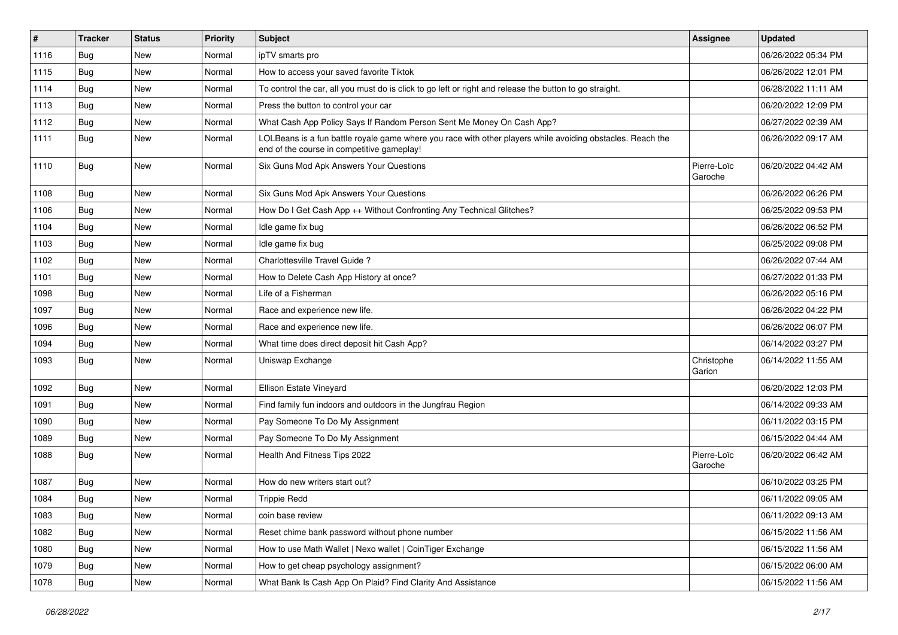| # | Tracker | Status | Priority | Subject | Assignee | Updated |
|---|---|---|---|---|---|---|
| 1116 | Bug | New | Normal | ipTV smarts pro | | 06/26/2022 05:34 PM |
| 1115 | Bug | New | Normal | How to access your saved favorite Tiktok | | 06/26/2022 12:01 PM |
| 1114 | Bug | New | Normal | To control the car, all you must do is click to go left or right and release the button to go straight. | | 06/28/2022 11:11 AM |
| 1113 | Bug | New | Normal | Press the button to control your car | | 06/20/2022 12:09 PM |
| 1112 | Bug | New | Normal | What Cash App Policy Says If Random Person Sent Me Money On Cash App? | | 06/27/2022 02:39 AM |
| 1111 | Bug | New | Normal | LOLBeans is a fun battle royale game where you race with other players while avoiding obstacles. Reach the end of the course in competitive gameplay! | | 06/26/2022 09:17 AM |
| 1110 | Bug | New | Normal | Six Guns Mod Apk Answers Your Questions | Pierre-Loïc Garoche | 06/20/2022 04:42 AM |
| 1108 | Bug | New | Normal | Six Guns Mod Apk Answers Your Questions | | 06/26/2022 06:26 PM |
| 1106 | Bug | New | Normal | How Do I Get Cash App ++ Without Confronting Any Technical Glitches? | | 06/25/2022 09:53 PM |
| 1104 | Bug | New | Normal | Idle game fix bug | | 06/26/2022 06:52 PM |
| 1103 | Bug | New | Normal | Idle game fix bug | | 06/25/2022 09:08 PM |
| 1102 | Bug | New | Normal | Charlottesville Travel Guide ? | | 06/26/2022 07:44 AM |
| 1101 | Bug | New | Normal | How to Delete Cash App History at once? | | 06/27/2022 01:33 PM |
| 1098 | Bug | New | Normal | Life of a Fisherman | | 06/26/2022 05:16 PM |
| 1097 | Bug | New | Normal | Race and experience new life. | | 06/26/2022 04:22 PM |
| 1096 | Bug | New | Normal | Race and experience new life. | | 06/26/2022 06:07 PM |
| 1094 | Bug | New | Normal | What time does direct deposit hit Cash App? | | 06/14/2022 03:27 PM |
| 1093 | Bug | New | Normal | Uniswap Exchange | Christophe Garion | 06/14/2022 11:55 AM |
| 1092 | Bug | New | Normal | Ellison Estate Vineyard | | 06/20/2022 12:03 PM |
| 1091 | Bug | New | Normal | Find family fun indoors and outdoors in the Jungfrau Region | | 06/14/2022 09:33 AM |
| 1090 | Bug | New | Normal | Pay Someone To Do My Assignment | | 06/11/2022 03:15 PM |
| 1089 | Bug | New | Normal | Pay Someone To Do My Assignment | | 06/15/2022 04:44 AM |
| 1088 | Bug | New | Normal | Health And Fitness Tips 2022 | Pierre-Loïc Garoche | 06/20/2022 06:42 AM |
| 1087 | Bug | New | Normal | How do new writers start out? | | 06/10/2022 03:25 PM |
| 1084 | Bug | New | Normal | Trippie Redd | | 06/11/2022 09:05 AM |
| 1083 | Bug | New | Normal | coin base review | | 06/11/2022 09:13 AM |
| 1082 | Bug | New | Normal | Reset chime bank password without phone number | | 06/15/2022 11:56 AM |
| 1080 | Bug | New | Normal | How to use Math Wallet \| Nexo wallet \| CoinTiger Exchange | | 06/15/2022 11:56 AM |
| 1079 | Bug | New | Normal | How to get cheap psychology assignment? | | 06/15/2022 06:00 AM |
| 1078 | Bug | New | Normal | What Bank Is Cash App On Plaid? Find Clarity And Assistance | | 06/15/2022 11:56 AM |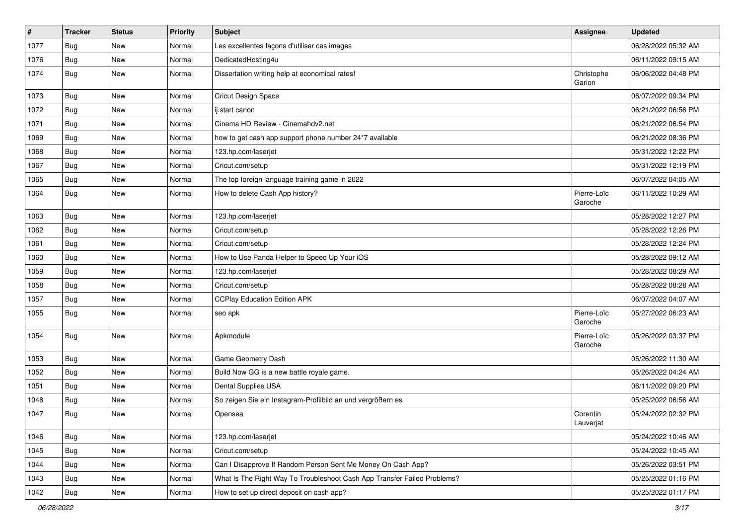| # | Tracker | Status | Priority | Subject | Assignee | Updated |
|---|---|---|---|---|---|---|
| 1077 | Bug | New | Normal | Les excellentes façons d'utiliser ces images | | 06/28/2022 05:32 AM |
| 1076 | Bug | New | Normal | DedicatedHosting4u | | 06/11/2022 09:15 AM |
| 1074 | Bug | New | Normal | Dissertation writing help at economical rates! | Christophe Garion | 06/06/2022 04:48 PM |
| 1073 | Bug | New | Normal | Cricut Design Space | | 06/07/2022 09:34 PM |
| 1072 | Bug | New | Normal | ij.start canon | | 06/21/2022 06:56 PM |
| 1071 | Bug | New | Normal | Cinema HD Review - Cinemahdv2.net | | 06/21/2022 06:54 PM |
| 1069 | Bug | New | Normal | how to get cash app support phone number 24*7 available | | 06/21/2022 08:36 PM |
| 1068 | Bug | New | Normal | 123.hp.com/laserjet | | 05/31/2022 12:22 PM |
| 1067 | Bug | New | Normal | Cricut.com/setup | | 05/31/2022 12:19 PM |
| 1065 | Bug | New | Normal | The top foreign language training game in 2022 | | 06/07/2022 04:05 AM |
| 1064 | Bug | New | Normal | How to delete Cash App history? | Pierre-Loïc Garoche | 06/11/2022 10:29 AM |
| 1063 | Bug | New | Normal | 123.hp.com/laserjet | | 05/28/2022 12:27 PM |
| 1062 | Bug | New | Normal | Cricut.com/setup | | 05/28/2022 12:26 PM |
| 1061 | Bug | New | Normal | Cricut.com/setup | | 05/28/2022 12:24 PM |
| 1060 | Bug | New | Normal | How to Use Panda Helper to Speed Up Your iOS | | 05/28/2022 09:12 AM |
| 1059 | Bug | New | Normal | 123.hp.com/laserjet | | 05/28/2022 08:29 AM |
| 1058 | Bug | New | Normal | Cricut.com/setup | | 05/28/2022 08:28 AM |
| 1057 | Bug | New | Normal | CCPlay Education Edition APK | | 06/07/2022 04:07 AM |
| 1055 | Bug | New | Normal | seo apk | Pierre-Loïc Garoche | 05/27/2022 06:23 AM |
| 1054 | Bug | New | Normal | Apkmodule | Pierre-Loïc Garoche | 05/26/2022 03:37 PM |
| 1053 | Bug | New | Normal | Game Geometry Dash | | 05/26/2022 11:30 AM |
| 1052 | Bug | New | Normal | Build Now GG is a new battle royale game. | | 05/26/2022 04:24 AM |
| 1051 | Bug | New | Normal | Dental Supplies USA | | 06/11/2022 09:20 PM |
| 1048 | Bug | New | Normal | So zeigen Sie ein Instagram-Profilbild an und vergrößern es | | 05/25/2022 06:56 AM |
| 1047 | Bug | New | Normal | Opensea | Corentin Lauverjat | 05/24/2022 02:32 PM |
| 1046 | Bug | New | Normal | 123.hp.com/laserjet | | 05/24/2022 10:46 AM |
| 1045 | Bug | New | Normal | Cricut.com/setup | | 05/24/2022 10:45 AM |
| 1044 | Bug | New | Normal | Can I Disapprove If Random Person Sent Me Money On Cash App? | | 05/26/2022 03:51 PM |
| 1043 | Bug | New | Normal | What Is The Right Way To Troubleshoot Cash App Transfer Failed Problems? | | 05/25/2022 01:16 PM |
| 1042 | Bug | New | Normal | How to set up direct deposit on cash app? | | 05/25/2022 01:17 PM |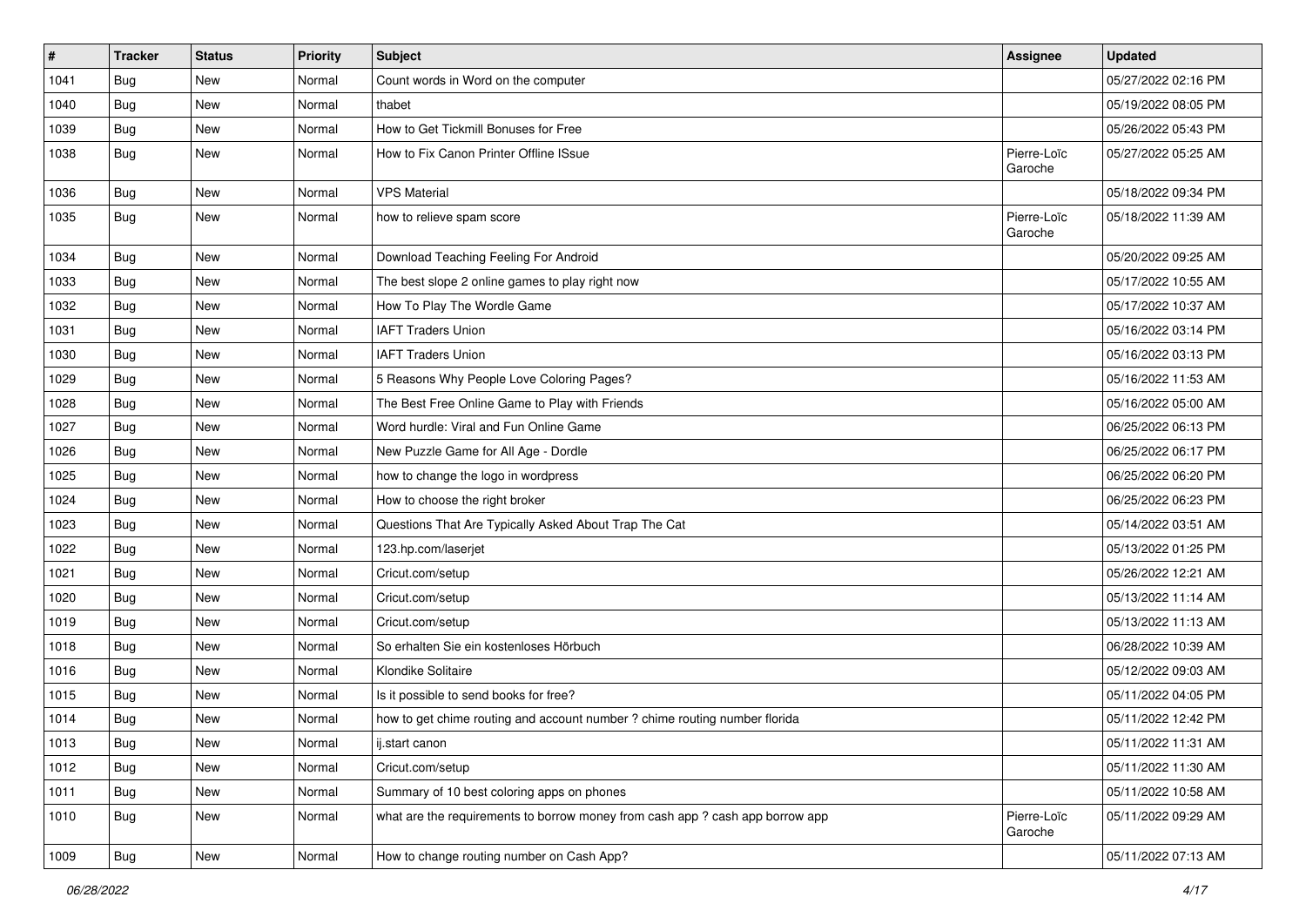| # | Tracker | Status | Priority | Subject | Assignee | Updated |
|---|---|---|---|---|---|---|
| 1041 | Bug | New | Normal | Count words in Word on the computer | | 05/27/2022 02:16 PM |
| 1040 | Bug | New | Normal | thabet | | 05/19/2022 08:05 PM |
| 1039 | Bug | New | Normal | How to Get Tickmill Bonuses for Free | | 05/26/2022 05:43 PM |
| 1038 | Bug | New | Normal | How to Fix Canon Printer Offline ISsue | Pierre-Loïc Garoche | 05/27/2022 05:25 AM |
| 1036 | Bug | New | Normal | VPS Material | | 05/18/2022 09:34 PM |
| 1035 | Bug | New | Normal | how to relieve spam score | Pierre-Loïc Garoche | 05/18/2022 11:39 AM |
| 1034 | Bug | New | Normal | Download Teaching Feeling For Android | | 05/20/2022 09:25 AM |
| 1033 | Bug | New | Normal | The best slope 2 online games to play right now | | 05/17/2022 10:55 AM |
| 1032 | Bug | New | Normal | How To Play The Wordle Game | | 05/17/2022 10:37 AM |
| 1031 | Bug | New | Normal | IAFT Traders Union | | 05/16/2022 03:14 PM |
| 1030 | Bug | New | Normal | IAFT Traders Union | | 05/16/2022 03:13 PM |
| 1029 | Bug | New | Normal | 5 Reasons Why People Love Coloring Pages? | | 05/16/2022 11:53 AM |
| 1028 | Bug | New | Normal | The Best Free Online Game to Play with Friends | | 05/16/2022 05:00 AM |
| 1027 | Bug | New | Normal | Word hurdle: Viral and Fun Online Game | | 06/25/2022 06:13 PM |
| 1026 | Bug | New | Normal | New Puzzle Game for All Age - Dordle | | 06/25/2022 06:17 PM |
| 1025 | Bug | New | Normal | how to change the logo in wordpress | | 06/25/2022 06:20 PM |
| 1024 | Bug | New | Normal | How to choose the right broker | | 06/25/2022 06:23 PM |
| 1023 | Bug | New | Normal | Questions That Are Typically Asked About Trap The Cat | | 05/14/2022 03:51 AM |
| 1022 | Bug | New | Normal | 123.hp.com/laserjet | | 05/13/2022 01:25 PM |
| 1021 | Bug | New | Normal | Cricut.com/setup | | 05/26/2022 12:21 AM |
| 1020 | Bug | New | Normal | Cricut.com/setup | | 05/13/2022 11:14 AM |
| 1019 | Bug | New | Normal | Cricut.com/setup | | 05/13/2022 11:13 AM |
| 1018 | Bug | New | Normal | So erhalten Sie ein kostenloses Hörbuch | | 06/28/2022 10:39 AM |
| 1016 | Bug | New | Normal | Klondike Solitaire | | 05/12/2022 09:03 AM |
| 1015 | Bug | New | Normal | Is it possible to send books for free? | | 05/11/2022 04:05 PM |
| 1014 | Bug | New | Normal | how to get chime routing and account number ? chime routing number florida | | 05/11/2022 12:42 PM |
| 1013 | Bug | New | Normal | ij.start canon | | 05/11/2022 11:31 AM |
| 1012 | Bug | New | Normal | Cricut.com/setup | | 05/11/2022 11:30 AM |
| 1011 | Bug | New | Normal | Summary of 10 best coloring apps on phones | | 05/11/2022 10:58 AM |
| 1010 | Bug | New | Normal | what are the requirements to borrow money from cash app ? cash app borrow app | Pierre-Loïc Garoche | 05/11/2022 09:29 AM |
| 1009 | Bug | New | Normal | How to change routing number on Cash App? | | 05/11/2022 07:13 AM |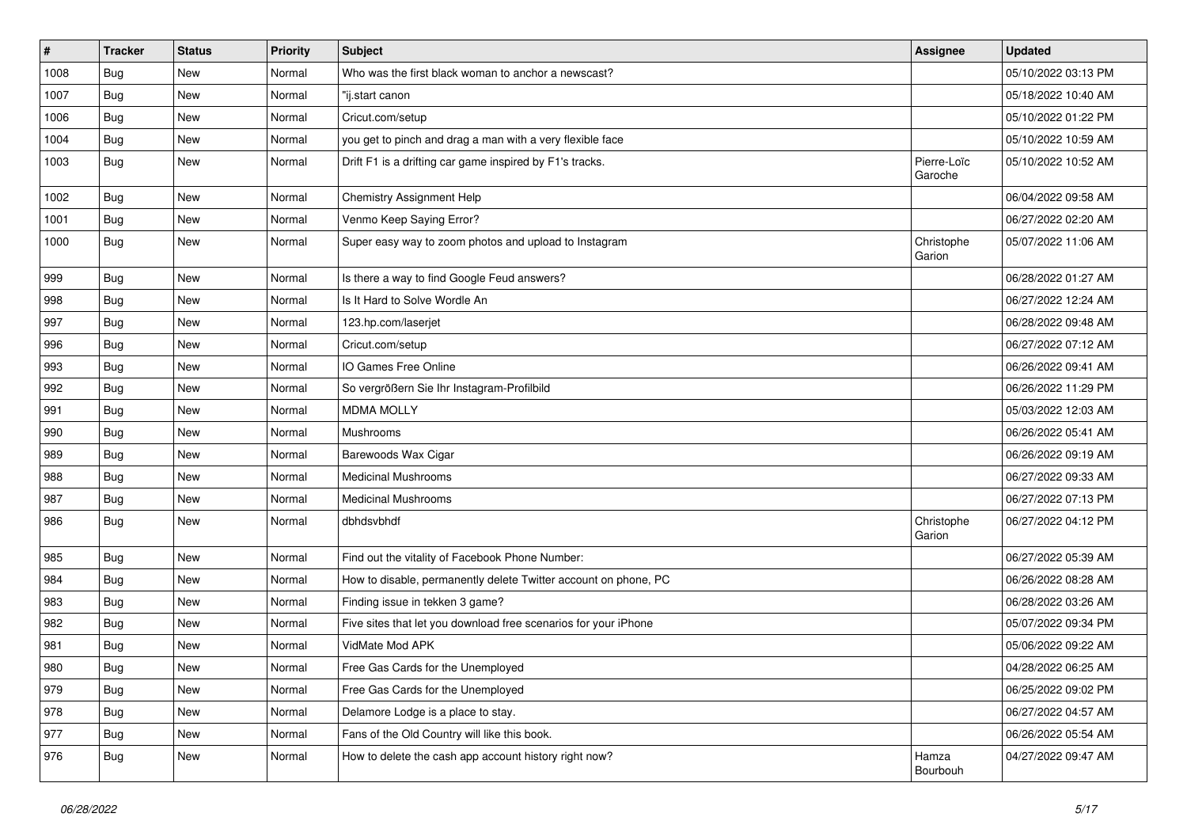| # | Tracker | Status | Priority | Subject | Assignee | Updated |
|---|---|---|---|---|---|---|
| 1008 | Bug | New | Normal | Who was the first black woman to anchor a newscast? | | 05/10/2022 03:13 PM |
| 1007 | Bug | New | Normal | "ij.start canon | | 05/18/2022 10:40 AM |
| 1006 | Bug | New | Normal | Cricut.com/setup | | 05/10/2022 01:22 PM |
| 1004 | Bug | New | Normal | you get to pinch and drag a man with a very flexible face | | 05/10/2022 10:59 AM |
| 1003 | Bug | New | Normal | Drift F1 is a drifting car game inspired by F1's tracks. | Pierre-Loïc Garoche | 05/10/2022 10:52 AM |
| 1002 | Bug | New | Normal | Chemistry Assignment Help | | 06/04/2022 09:58 AM |
| 1001 | Bug | New | Normal | Venmo Keep Saying Error? | | 06/27/2022 02:20 AM |
| 1000 | Bug | New | Normal | Super easy way to zoom photos and upload to Instagram | Christophe Garion | 05/07/2022 11:06 AM |
| 999 | Bug | New | Normal | Is there a way to find Google Feud answers? | | 06/28/2022 01:27 AM |
| 998 | Bug | New | Normal | Is It Hard to Solve Wordle An | | 06/27/2022 12:24 AM |
| 997 | Bug | New | Normal | 123.hp.com/laserjet | | 06/28/2022 09:48 AM |
| 996 | Bug | New | Normal | Cricut.com/setup | | 06/27/2022 07:12 AM |
| 993 | Bug | New | Normal | IO Games Free Online | | 06/26/2022 09:41 AM |
| 992 | Bug | New | Normal | So vergrößern Sie Ihr Instagram-Profilbild | | 06/26/2022 11:29 PM |
| 991 | Bug | New | Normal | MDMA MOLLY | | 05/03/2022 12:03 AM |
| 990 | Bug | New | Normal | Mushrooms | | 06/26/2022 05:41 AM |
| 989 | Bug | New | Normal | Barewoods Wax Cigar | | 06/26/2022 09:19 AM |
| 988 | Bug | New | Normal | Medicinal Mushrooms | | 06/27/2022 09:33 AM |
| 987 | Bug | New | Normal | Medicinal Mushrooms | | 06/27/2022 07:13 PM |
| 986 | Bug | New | Normal | dbhdsvbhdf | Christophe Garion | 06/27/2022 04:12 PM |
| 985 | Bug | New | Normal | Find out the vitality of Facebook Phone Number: | | 06/27/2022 05:39 AM |
| 984 | Bug | New | Normal | How to disable, permanently delete Twitter account on phone, PC | | 06/26/2022 08:28 AM |
| 983 | Bug | New | Normal | Finding issue in tekken 3 game? | | 06/28/2022 03:26 AM |
| 982 | Bug | New | Normal | Five sites that let you download free scenarios for your iPhone | | 05/07/2022 09:34 PM |
| 981 | Bug | New | Normal | VidMate Mod APK | | 05/06/2022 09:22 AM |
| 980 | Bug | New | Normal | Free Gas Cards for the Unemployed | | 04/28/2022 06:25 AM |
| 979 | Bug | New | Normal | Free Gas Cards for the Unemployed | | 06/25/2022 09:02 PM |
| 978 | Bug | New | Normal | Delamore Lodge is a place to stay. | | 06/27/2022 04:57 AM |
| 977 | Bug | New | Normal | Fans of the Old Country will like this book. | | 06/26/2022 05:54 AM |
| 976 | Bug | New | Normal | How to delete the cash app account history right now? | Hamza Bourbouh | 04/27/2022 09:47 AM |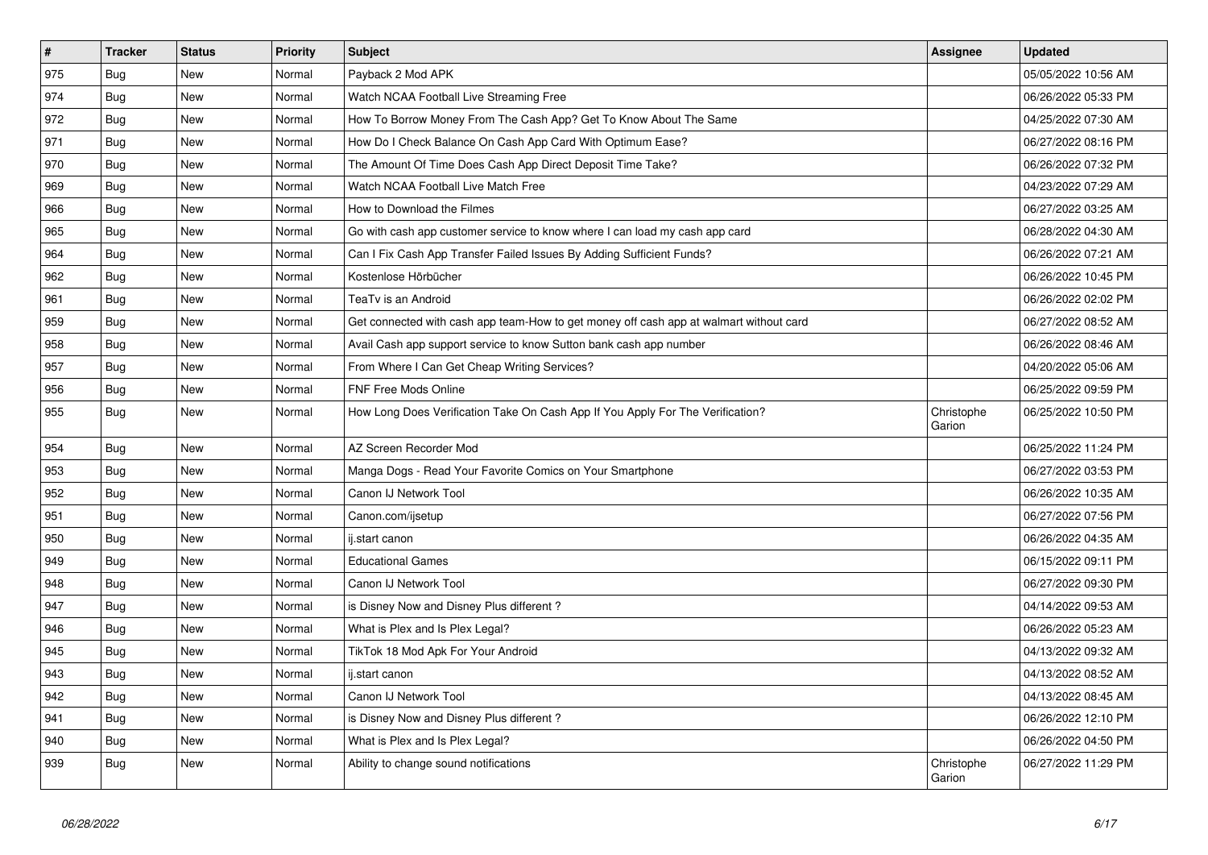| # | Tracker | Status | Priority | Subject | Assignee | Updated |
|---|---|---|---|---|---|---|
| 975 | Bug | New | Normal | Payback 2 Mod APK | | 05/05/2022 10:56 AM |
| 974 | Bug | New | Normal | Watch NCAA Football Live Streaming Free | | 06/26/2022 05:33 PM |
| 972 | Bug | New | Normal | How To Borrow Money From The Cash App? Get To Know About The Same | | 04/25/2022 07:30 AM |
| 971 | Bug | New | Normal | How Do I Check Balance On Cash App Card With Optimum Ease? | | 06/27/2022 08:16 PM |
| 970 | Bug | New | Normal | The Amount Of Time Does Cash App Direct Deposit Time Take? | | 06/26/2022 07:32 PM |
| 969 | Bug | New | Normal | Watch NCAA Football Live Match Free | | 04/23/2022 07:29 AM |
| 966 | Bug | New | Normal | How to Download the Filmes | | 06/27/2022 03:25 AM |
| 965 | Bug | New | Normal | Go with cash app customer service to know where I can load my cash app card | | 06/28/2022 04:30 AM |
| 964 | Bug | New | Normal | Can I Fix Cash App Transfer Failed Issues By Adding Sufficient Funds? | | 06/26/2022 07:21 AM |
| 962 | Bug | New | Normal | Kostenlose Hörbücher | | 06/26/2022 10:45 PM |
| 961 | Bug | New | Normal | TeaTv is an Android | | 06/26/2022 02:02 PM |
| 959 | Bug | New | Normal | Get connected with cash app team-How to get money off cash app at walmart without card | | 06/27/2022 08:52 AM |
| 958 | Bug | New | Normal | Avail Cash app support service to know Sutton bank cash app number | | 06/26/2022 08:46 AM |
| 957 | Bug | New | Normal | From Where I Can Get Cheap Writing Services? | | 04/20/2022 05:06 AM |
| 956 | Bug | New | Normal | FNF Free Mods Online | | 06/25/2022 09:59 PM |
| 955 | Bug | New | Normal | How Long Does Verification Take On Cash App If You Apply For The Verification? | Christophe Garion | 06/25/2022 10:50 PM |
| 954 | Bug | New | Normal | AZ Screen Recorder Mod | | 06/25/2022 11:24 PM |
| 953 | Bug | New | Normal | Manga Dogs - Read Your Favorite Comics on Your Smartphone | | 06/27/2022 03:53 PM |
| 952 | Bug | New | Normal | Canon IJ Network Tool | | 06/26/2022 10:35 AM |
| 951 | Bug | New | Normal | Canon.com/ijsetup | | 06/27/2022 07:56 PM |
| 950 | Bug | New | Normal | ij.start canon | | 06/26/2022 04:35 AM |
| 949 | Bug | New | Normal | Educational Games | | 06/15/2022 09:11 PM |
| 948 | Bug | New | Normal | Canon IJ Network Tool | | 06/27/2022 09:30 PM |
| 947 | Bug | New | Normal | is Disney Now and Disney Plus different ? | | 04/14/2022 09:53 AM |
| 946 | Bug | New | Normal | What is Plex and Is Plex Legal? | | 06/26/2022 05:23 AM |
| 945 | Bug | New | Normal | TikTok 18 Mod Apk For Your Android | | 04/13/2022 09:32 AM |
| 943 | Bug | New | Normal | ij.start canon | | 04/13/2022 08:52 AM |
| 942 | Bug | New | Normal | Canon IJ Network Tool | | 04/13/2022 08:45 AM |
| 941 | Bug | New | Normal | is Disney Now and Disney Plus different ? | | 06/26/2022 12:10 PM |
| 940 | Bug | New | Normal | What is Plex and Is Plex Legal? | | 06/26/2022 04:50 PM |
| 939 | Bug | New | Normal | Ability to change sound notifications | Christophe Garion | 06/27/2022 11:29 PM |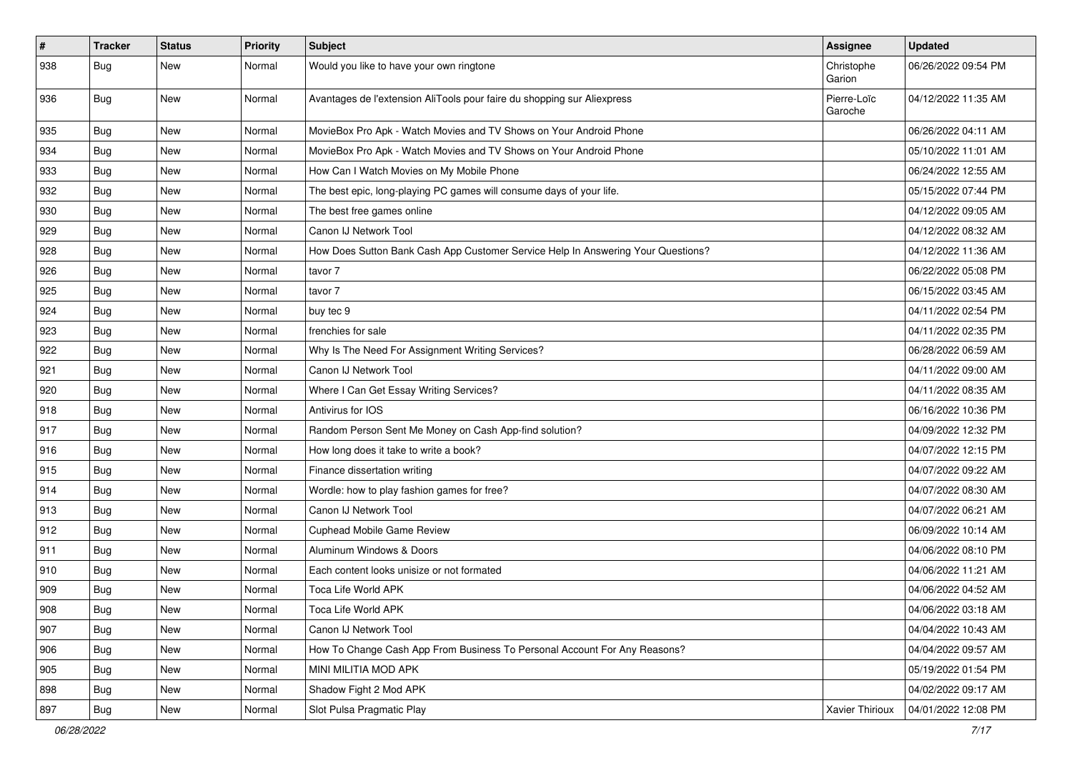| # | Tracker | Status | Priority | Subject | Assignee | Updated |
|---|---|---|---|---|---|---|
| 938 | Bug | New | Normal | Would you like to have your own ringtone | Christophe Garion | 06/26/2022 09:54 PM |
| 936 | Bug | New | Normal | Avantages de l'extension AliTools pour faire du shopping sur Aliexpress | Pierre-Loïc Garoche | 04/12/2022 11:35 AM |
| 935 | Bug | New | Normal | MovieBox Pro Apk - Watch Movies and TV Shows on Your Android Phone | | 06/26/2022 04:11 AM |
| 934 | Bug | New | Normal | MovieBox Pro Apk - Watch Movies and TV Shows on Your Android Phone | | 05/10/2022 11:01 AM |
| 933 | Bug | New | Normal | How Can I Watch Movies on My Mobile Phone | | 06/24/2022 12:55 AM |
| 932 | Bug | New | Normal | The best epic, long-playing PC games will consume days of your life. | | 05/15/2022 07:44 PM |
| 930 | Bug | New | Normal | The best free games online | | 04/12/2022 09:05 AM |
| 929 | Bug | New | Normal | Canon IJ Network Tool | | 04/12/2022 08:32 AM |
| 928 | Bug | New | Normal | How Does Sutton Bank Cash App Customer Service Help In Answering Your Questions? | | 04/12/2022 11:36 AM |
| 926 | Bug | New | Normal | tavor 7 | | 06/22/2022 05:08 PM |
| 925 | Bug | New | Normal | tavor 7 | | 06/15/2022 03:45 AM |
| 924 | Bug | New | Normal | buy tec 9 | | 04/11/2022 02:54 PM |
| 923 | Bug | New | Normal | frenchies for sale | | 04/11/2022 02:35 PM |
| 922 | Bug | New | Normal | Why Is The Need For Assignment Writing Services? | | 06/28/2022 06:59 AM |
| 921 | Bug | New | Normal | Canon IJ Network Tool | | 04/11/2022 09:00 AM |
| 920 | Bug | New | Normal | Where I Can Get Essay Writing Services? | | 04/11/2022 08:35 AM |
| 918 | Bug | New | Normal | Antivirus for IOS | | 06/16/2022 10:36 PM |
| 917 | Bug | New | Normal | Random Person Sent Me Money on Cash App-find solution? | | 04/09/2022 12:32 PM |
| 916 | Bug | New | Normal | How long does it take to write a book? | | 04/07/2022 12:15 PM |
| 915 | Bug | New | Normal | Finance dissertation writing | | 04/07/2022 09:22 AM |
| 914 | Bug | New | Normal | Wordle: how to play fashion games for free? | | 04/07/2022 08:30 AM |
| 913 | Bug | New | Normal | Canon IJ Network Tool | | 04/07/2022 06:21 AM |
| 912 | Bug | New | Normal | Cuphead Mobile Game Review | | 06/09/2022 10:14 AM |
| 911 | Bug | New | Normal | Aluminum Windows & Doors | | 04/06/2022 08:10 PM |
| 910 | Bug | New | Normal | Each content looks unisize or not formated | | 04/06/2022 11:21 AM |
| 909 | Bug | New | Normal | Toca Life World APK | | 04/06/2022 04:52 AM |
| 908 | Bug | New | Normal | Toca Life World APK | | 04/06/2022 03:18 AM |
| 907 | Bug | New | Normal | Canon IJ Network Tool | | 04/04/2022 10:43 AM |
| 906 | Bug | New | Normal | How To Change Cash App From Business To Personal Account For Any Reasons? | | 04/04/2022 09:57 AM |
| 905 | Bug | New | Normal | MINI MILITIA MOD APK | | 05/19/2022 01:54 PM |
| 898 | Bug | New | Normal | Shadow Fight 2 Mod APK | | 04/02/2022 09:17 AM |
| 897 | Bug | New | Normal | Slot Pulsa Pragmatic Play | Xavier Thirioux | 04/01/2022 12:08 PM |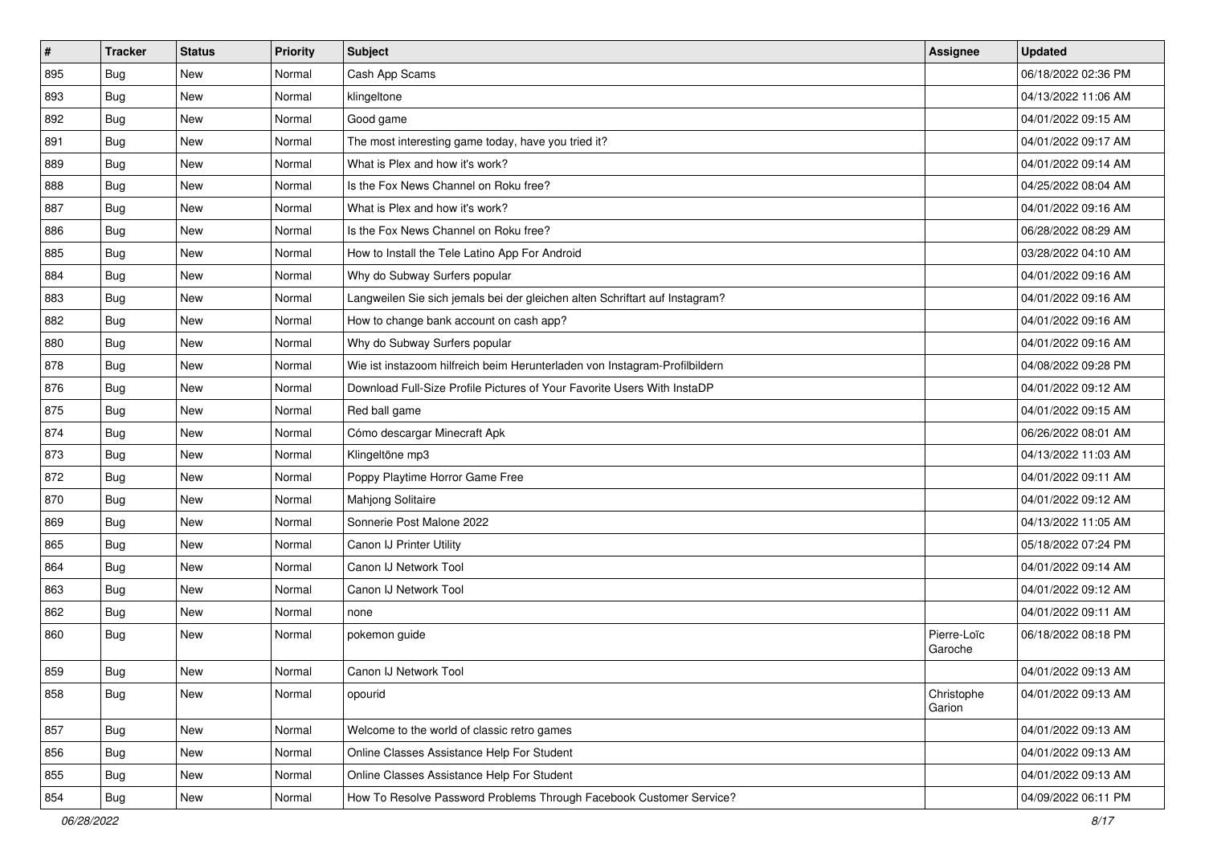| # | Tracker | Status | Priority | Subject | Assignee | Updated |
|---|---|---|---|---|---|---|
| 895 | Bug | New | Normal | Cash App Scams | | 06/18/2022 02:36 PM |
| 893 | Bug | New | Normal | klingeltone | | 04/13/2022 11:06 AM |
| 892 | Bug | New | Normal | Good game | | 04/01/2022 09:15 AM |
| 891 | Bug | New | Normal | The most interesting game today, have you tried it? | | 04/01/2022 09:17 AM |
| 889 | Bug | New | Normal | What is Plex and how it's work? | | 04/01/2022 09:14 AM |
| 888 | Bug | New | Normal | Is the Fox News Channel on Roku free? | | 04/25/2022 08:04 AM |
| 887 | Bug | New | Normal | What is Plex and how it's work? | | 04/01/2022 09:16 AM |
| 886 | Bug | New | Normal | Is the Fox News Channel on Roku free? | | 06/28/2022 08:29 AM |
| 885 | Bug | New | Normal | How to Install the Tele Latino App For Android | | 03/28/2022 04:10 AM |
| 884 | Bug | New | Normal | Why do Subway Surfers popular | | 04/01/2022 09:16 AM |
| 883 | Bug | New | Normal | Langweilen Sie sich jemals bei der gleichen alten Schriftart auf Instagram? | | 04/01/2022 09:16 AM |
| 882 | Bug | New | Normal | How to change bank account on cash app? | | 04/01/2022 09:16 AM |
| 880 | Bug | New | Normal | Why do Subway Surfers popular | | 04/01/2022 09:16 AM |
| 878 | Bug | New | Normal | Wie ist instazoom hilfreich beim Herunterladen von Instagram-Profilbildern | | 04/08/2022 09:28 PM |
| 876 | Bug | New | Normal | Download Full-Size Profile Pictures of Your Favorite Users With InstaDP | | 04/01/2022 09:12 AM |
| 875 | Bug | New | Normal | Red ball game | | 04/01/2022 09:15 AM |
| 874 | Bug | New | Normal | Cómo descargar Minecraft Apk | | 06/26/2022 08:01 AM |
| 873 | Bug | New | Normal | Klingeltöne mp3 | | 04/13/2022 11:03 AM |
| 872 | Bug | New | Normal | Poppy Playtime Horror Game Free | | 04/01/2022 09:11 AM |
| 870 | Bug | New | Normal | Mahjong Solitaire | | 04/01/2022 09:12 AM |
| 869 | Bug | New | Normal | Sonnerie Post Malone 2022 | | 04/13/2022 11:05 AM |
| 865 | Bug | New | Normal | Canon IJ Printer Utility | | 05/18/2022 07:24 PM |
| 864 | Bug | New | Normal | Canon IJ Network Tool | | 04/01/2022 09:14 AM |
| 863 | Bug | New | Normal | Canon IJ Network Tool | | 04/01/2022 09:12 AM |
| 862 | Bug | New | Normal | none | | 04/01/2022 09:11 AM |
| 860 | Bug | New | Normal | pokemon guide | Pierre-Loïc Garoche | 06/18/2022 08:18 PM |
| 859 | Bug | New | Normal | Canon IJ Network Tool | | 04/01/2022 09:13 AM |
| 858 | Bug | New | Normal | opourid | Christophe Garion | 04/01/2022 09:13 AM |
| 857 | Bug | New | Normal | Welcome to the world of classic retro games | | 04/01/2022 09:13 AM |
| 856 | Bug | New | Normal | Online Classes Assistance Help For Student | | 04/01/2022 09:13 AM |
| 855 | Bug | New | Normal | Online Classes Assistance Help For Student | | 04/01/2022 09:13 AM |
| 854 | Bug | New | Normal | How To Resolve Password Problems Through Facebook Customer Service? | | 04/09/2022 06:11 PM |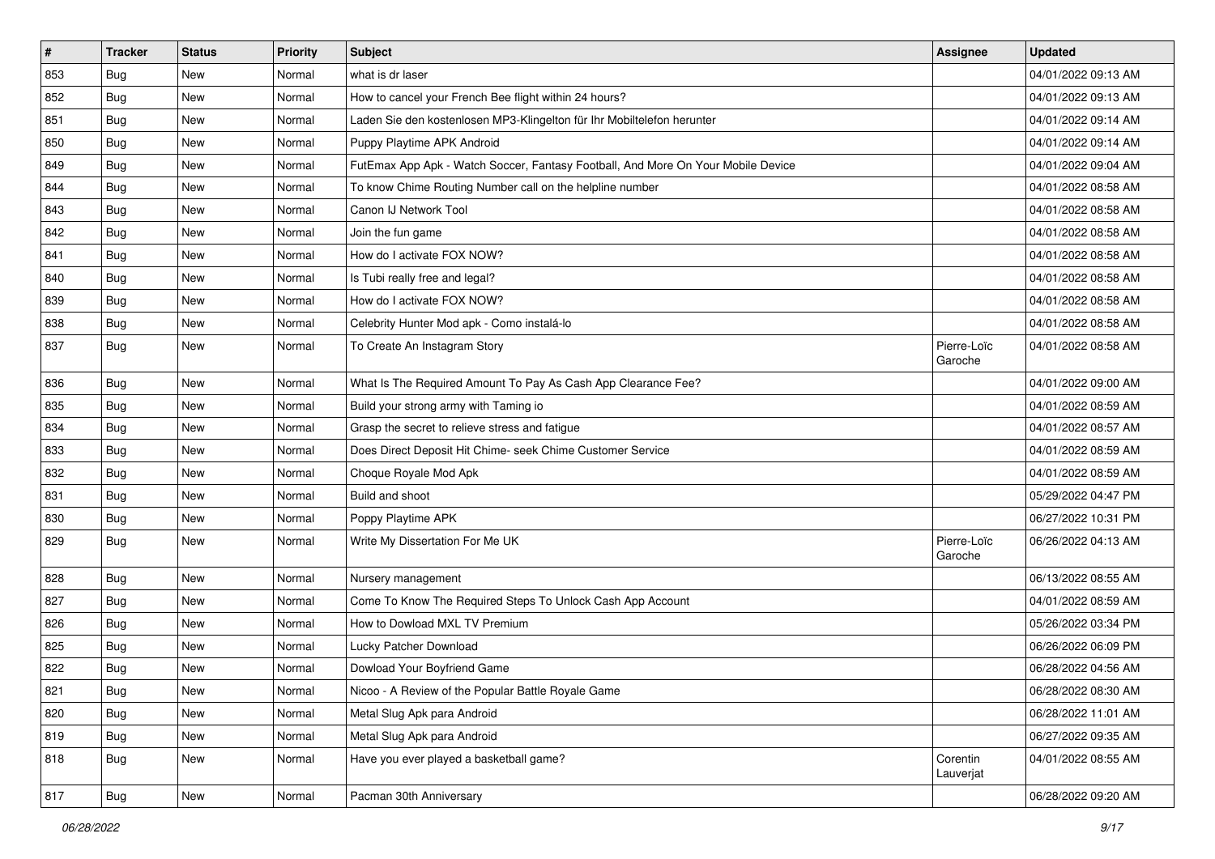| # | Tracker | Status | Priority | Subject | Assignee | Updated |
|---|---|---|---|---|---|---|
| 853 | Bug | New | Normal | what is dr laser | | 04/01/2022 09:13 AM |
| 852 | Bug | New | Normal | How to cancel your French Bee flight within 24 hours? | | 04/01/2022 09:13 AM |
| 851 | Bug | New | Normal | Laden Sie den kostenlosen MP3-Klingelton für Ihr Mobiltelefon herunter | | 04/01/2022 09:14 AM |
| 850 | Bug | New | Normal | Puppy Playtime APK Android | | 04/01/2022 09:14 AM |
| 849 | Bug | New | Normal | FutEmax App Apk - Watch Soccer, Fantasy Football, And More On Your Mobile Device | | 04/01/2022 09:04 AM |
| 844 | Bug | New | Normal | To know Chime Routing Number call on the helpline number | | 04/01/2022 08:58 AM |
| 843 | Bug | New | Normal | Canon IJ Network Tool | | 04/01/2022 08:58 AM |
| 842 | Bug | New | Normal | Join the fun game | | 04/01/2022 08:58 AM |
| 841 | Bug | New | Normal | How do I activate FOX NOW? | | 04/01/2022 08:58 AM |
| 840 | Bug | New | Normal | Is Tubi really free and legal? | | 04/01/2022 08:58 AM |
| 839 | Bug | New | Normal | How do I activate FOX NOW? | | 04/01/2022 08:58 AM |
| 838 | Bug | New | Normal | Celebrity Hunter Mod apk - Como instalá-lo | | 04/01/2022 08:58 AM |
| 837 | Bug | New | Normal | To Create An Instagram Story | Pierre-Loïc Garoche | 04/01/2022 08:58 AM |
| 836 | Bug | New | Normal | What Is The Required Amount To Pay As Cash App Clearance Fee? | | 04/01/2022 09:00 AM |
| 835 | Bug | New | Normal | Build your strong army with Taming io | | 04/01/2022 08:59 AM |
| 834 | Bug | New | Normal | Grasp the secret to relieve stress and fatigue | | 04/01/2022 08:57 AM |
| 833 | Bug | New | Normal | Does Direct Deposit Hit Chime- seek Chime Customer Service | | 04/01/2022 08:59 AM |
| 832 | Bug | New | Normal | Choque Royale Mod Apk | | 04/01/2022 08:59 AM |
| 831 | Bug | New | Normal | Build and shoot | | 05/29/2022 04:47 PM |
| 830 | Bug | New | Normal | Poppy Playtime APK | | 06/27/2022 10:31 PM |
| 829 | Bug | New | Normal | Write My Dissertation For Me UK | Pierre-Loïc Garoche | 06/26/2022 04:13 AM |
| 828 | Bug | New | Normal | Nursery management | | 06/13/2022 08:55 AM |
| 827 | Bug | New | Normal | Come To Know The Required Steps To Unlock Cash App Account | | 04/01/2022 08:59 AM |
| 826 | Bug | New | Normal | How to Dowload MXL TV Premium | | 05/26/2022 03:34 PM |
| 825 | Bug | New | Normal | Lucky Patcher Download | | 06/26/2022 06:09 PM |
| 822 | Bug | New | Normal | Dowload Your Boyfriend Game | | 06/28/2022 04:56 AM |
| 821 | Bug | New | Normal | Nicoo - A Review of the Popular Battle Royale Game | | 06/28/2022 08:30 AM |
| 820 | Bug | New | Normal | Metal Slug Apk para Android | | 06/28/2022 11:01 AM |
| 819 | Bug | New | Normal | Metal Slug Apk para Android | | 06/27/2022 09:35 AM |
| 818 | Bug | New | Normal | Have you ever played a basketball game? | Corentin Lauverjat | 04/01/2022 08:55 AM |
| 817 | Bug | New | Normal | Pacman 30th Anniversary | | 06/28/2022 09:20 AM |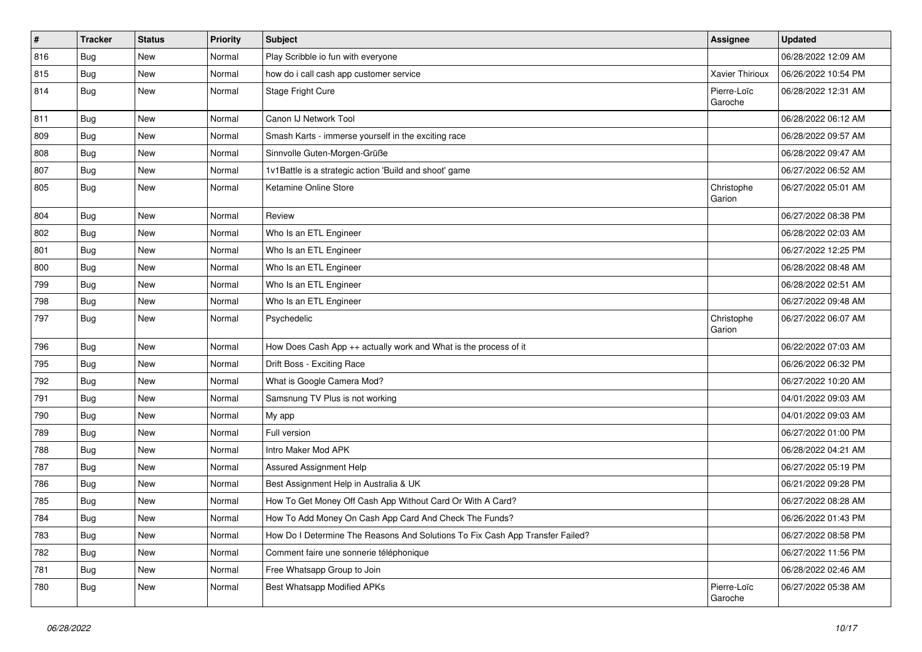| # | Tracker | Status | Priority | Subject | Assignee | Updated |
|---|---|---|---|---|---|---|
| 816 | Bug | New | Normal | Play Scribble io fun with everyone | | 06/28/2022 12:09 AM |
| 815 | Bug | New | Normal | how do i call cash app customer service | Xavier Thirioux | 06/26/2022 10:54 PM |
| 814 | Bug | New | Normal | Stage Fright Cure | Pierre-Loïc Garoche | 06/28/2022 12:31 AM |
| 811 | Bug | New | Normal | Canon IJ Network Tool | | 06/28/2022 06:12 AM |
| 809 | Bug | New | Normal | Smash Karts - immerse yourself in the exciting race | | 06/28/2022 09:57 AM |
| 808 | Bug | New | Normal | Sinnvolle Guten-Morgen-Grüße | | 06/28/2022 09:47 AM |
| 807 | Bug | New | Normal | 1v1Battle is a strategic action 'Build and shoot' game | | 06/27/2022 06:52 AM |
| 805 | Bug | New | Normal | Ketamine Online Store | Christophe Garion | 06/27/2022 05:01 AM |
| 804 | Bug | New | Normal | Review | | 06/27/2022 08:38 PM |
| 802 | Bug | New | Normal | Who Is an ETL Engineer | | 06/28/2022 02:03 AM |
| 801 | Bug | New | Normal | Who Is an ETL Engineer | | 06/27/2022 12:25 PM |
| 800 | Bug | New | Normal | Who Is an ETL Engineer | | 06/28/2022 08:48 AM |
| 799 | Bug | New | Normal | Who Is an ETL Engineer | | 06/28/2022 02:51 AM |
| 798 | Bug | New | Normal | Who Is an ETL Engineer | | 06/27/2022 09:48 AM |
| 797 | Bug | New | Normal | Psychedelic | Christophe Garion | 06/27/2022 06:07 AM |
| 796 | Bug | New | Normal | How Does Cash App ++ actually work and What is the process of it | | 06/22/2022 07:03 AM |
| 795 | Bug | New | Normal | Drift Boss - Exciting Race | | 06/26/2022 06:32 PM |
| 792 | Bug | New | Normal | What is Google Camera Mod? | | 06/27/2022 10:20 AM |
| 791 | Bug | New | Normal | Samsnung TV Plus is not working | | 04/01/2022 09:03 AM |
| 790 | Bug | New | Normal | My app | | 04/01/2022 09:03 AM |
| 789 | Bug | New | Normal | Full version | | 06/27/2022 01:00 PM |
| 788 | Bug | New | Normal | Intro Maker Mod APK | | 06/28/2022 04:21 AM |
| 787 | Bug | New | Normal | Assured Assignment Help | | 06/27/2022 05:19 PM |
| 786 | Bug | New | Normal | Best Assignment Help in Australia & UK | | 06/21/2022 09:28 PM |
| 785 | Bug | New | Normal | How To Get Money Off Cash App Without Card Or With A Card? | | 06/27/2022 08:28 AM |
| 784 | Bug | New | Normal | How To Add Money On Cash App Card And Check The Funds? | | 06/26/2022 01:43 PM |
| 783 | Bug | New | Normal | How Do I Determine The Reasons And Solutions To Fix Cash App Transfer Failed? | | 06/27/2022 08:58 PM |
| 782 | Bug | New | Normal | Comment faire une sonnerie téléphonique | | 06/27/2022 11:56 PM |
| 781 | Bug | New | Normal | Free Whatsapp Group to Join | | 06/28/2022 02:46 AM |
| 780 | Bug | New | Normal | Best Whatsapp Modified APKs | Pierre-Loïc Garoche | 06/27/2022 05:38 AM |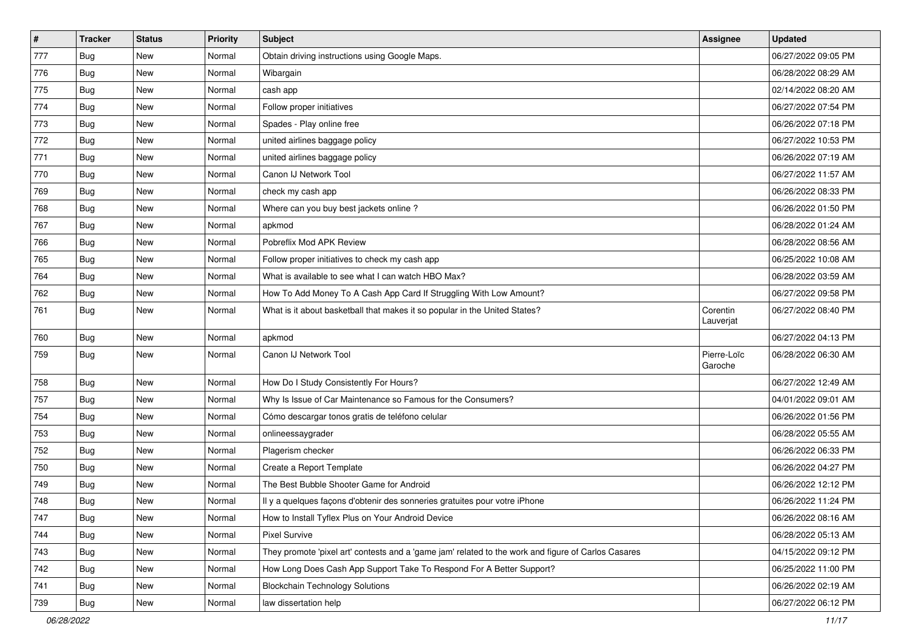| # | Tracker | Status | Priority | Subject | Assignee | Updated |
|---|---|---|---|---|---|---|
| 777 | Bug | New | Normal | Obtain driving instructions using Google Maps. | | 06/27/2022 09:05 PM |
| 776 | Bug | New | Normal | Wibargain | | 06/28/2022 08:29 AM |
| 775 | Bug | New | Normal | cash app | | 02/14/2022 08:20 AM |
| 774 | Bug | New | Normal | Follow proper initiatives | | 06/27/2022 07:54 PM |
| 773 | Bug | New | Normal | Spades - Play online free | | 06/26/2022 07:18 PM |
| 772 | Bug | New | Normal | united airlines baggage policy | | 06/27/2022 10:53 PM |
| 771 | Bug | New | Normal | united airlines baggage policy | | 06/26/2022 07:19 AM |
| 770 | Bug | New | Normal | Canon IJ Network Tool | | 06/27/2022 11:57 AM |
| 769 | Bug | New | Normal | check my cash app | | 06/26/2022 08:33 PM |
| 768 | Bug | New | Normal | Where can you buy best jackets online ? | | 06/26/2022 01:50 PM |
| 767 | Bug | New | Normal | apkmod | | 06/28/2022 01:24 AM |
| 766 | Bug | New | Normal | Pobreflix Mod APK Review | | 06/28/2022 08:56 AM |
| 765 | Bug | New | Normal | Follow proper initiatives to check my cash app | | 06/25/2022 10:08 AM |
| 764 | Bug | New | Normal | What is available to see what I can watch HBO Max? | | 06/28/2022 03:59 AM |
| 762 | Bug | New | Normal | How To Add Money To A Cash App Card If Struggling With Low Amount? | | 06/27/2022 09:58 PM |
| 761 | Bug | New | Normal | What is it about basketball that makes it so popular in the United States? | Corentin Lauverjat | 06/27/2022 08:40 PM |
| 760 | Bug | New | Normal | apkmod | | 06/27/2022 04:13 PM |
| 759 | Bug | New | Normal | Canon IJ Network Tool | Pierre-Loïc Garoche | 06/28/2022 06:30 AM |
| 758 | Bug | New | Normal | How Do I Study Consistently For Hours? | | 06/27/2022 12:49 AM |
| 757 | Bug | New | Normal | Why Is Issue of Car Maintenance so Famous for the Consumers? | | 04/01/2022 09:01 AM |
| 754 | Bug | New | Normal | Cómo descargar tonos gratis de teléfono celular | | 06/26/2022 01:56 PM |
| 753 | Bug | New | Normal | onlineessaygrader | | 06/28/2022 05:55 AM |
| 752 | Bug | New | Normal | Plagerism checker | | 06/26/2022 06:33 PM |
| 750 | Bug | New | Normal | Create a Report Template | | 06/26/2022 04:27 PM |
| 749 | Bug | New | Normal | The Best Bubble Shooter Game for Android | | 06/26/2022 12:12 PM |
| 748 | Bug | New | Normal | Il y a quelques façons d'obtenir des sonneries gratuites pour votre iPhone | | 06/26/2022 11:24 PM |
| 747 | Bug | New | Normal | How to Install Tyflex Plus on Your Android Device | | 06/26/2022 08:16 AM |
| 744 | Bug | New | Normal | Pixel Survive | | 06/28/2022 05:13 AM |
| 743 | Bug | New | Normal | They promote 'pixel art' contests and a 'game jam' related to the work and figure of Carlos Casares | | 04/15/2022 09:12 PM |
| 742 | Bug | New | Normal | How Long Does Cash App Support Take To Respond For A Better Support? | | 06/25/2022 11:00 PM |
| 741 | Bug | New | Normal | Blockchain Technology Solutions | | 06/26/2022 02:19 AM |
| 739 | Bug | New | Normal | law dissertation help | | 06/27/2022 06:12 PM |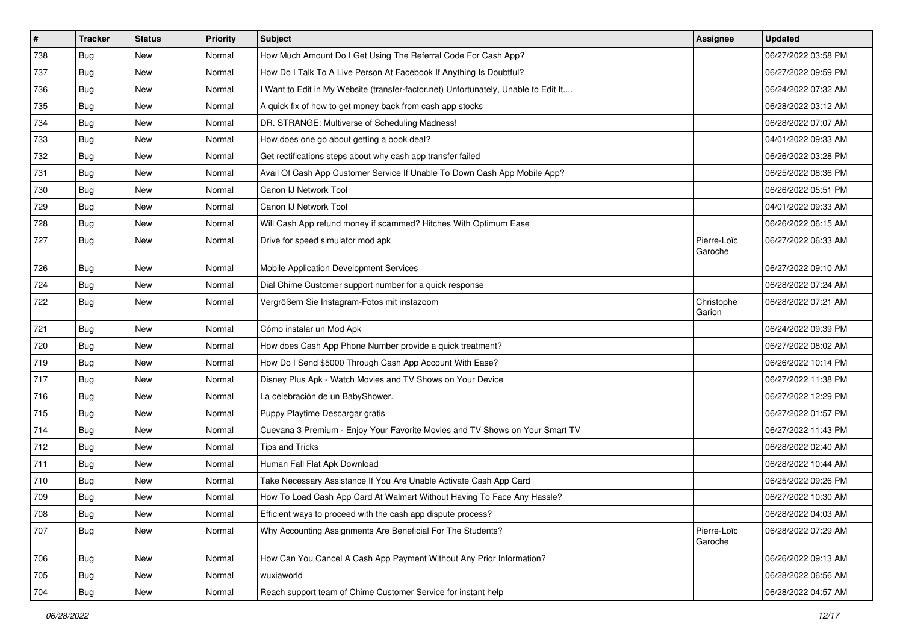| # | Tracker | Status | Priority | Subject | Assignee | Updated |
|---|---|---|---|---|---|---|
| 738 | Bug | New | Normal | How Much Amount Do I Get Using The Referral Code For Cash App? | | 06/27/2022 03:58 PM |
| 737 | Bug | New | Normal | How Do I Talk To A Live Person At Facebook If Anything Is Doubtful? | | 06/27/2022 09:59 PM |
| 736 | Bug | New | Normal | I Want to Edit in My Website (transfer-factor.net) Unfortunately, Unable to Edit It.... | | 06/24/2022 07:32 AM |
| 735 | Bug | New | Normal | A quick fix of how to get money back from cash app stocks | | 06/28/2022 03:12 AM |
| 734 | Bug | New | Normal | DR. STRANGE: Multiverse of Scheduling Madness! | | 06/28/2022 07:07 AM |
| 733 | Bug | New | Normal | How does one go about getting a book deal? | | 04/01/2022 09:33 AM |
| 732 | Bug | New | Normal | Get rectifications steps about why cash app transfer failed | | 06/26/2022 03:28 PM |
| 731 | Bug | New | Normal | Avail Of Cash App Customer Service If Unable To Down Cash App Mobile App? | | 06/25/2022 08:36 PM |
| 730 | Bug | New | Normal | Canon IJ Network Tool | | 06/26/2022 05:51 PM |
| 729 | Bug | New | Normal | Canon IJ Network Tool | | 04/01/2022 09:33 AM |
| 728 | Bug | New | Normal | Will Cash App refund money if scammed? Hitches With Optimum Ease | | 06/26/2022 06:15 AM |
| 727 | Bug | New | Normal | Drive for speed simulator mod apk | Pierre-Loïc Garoche | 06/27/2022 06:33 AM |
| 726 | Bug | New | Normal | Mobile Application Development Services | | 06/27/2022 09:10 AM |
| 724 | Bug | New | Normal | Dial Chime Customer support number for a quick response | | 06/28/2022 07:24 AM |
| 722 | Bug | New | Normal | Vergrößern Sie Instagram-Fotos mit instazoom | Christophe Garion | 06/28/2022 07:21 AM |
| 721 | Bug | New | Normal | Cómo instalar un Mod Apk | | 06/24/2022 09:39 PM |
| 720 | Bug | New | Normal | How does Cash App Phone Number provide a quick treatment? | | 06/27/2022 08:02 AM |
| 719 | Bug | New | Normal | How Do I Send $5000 Through Cash App Account With Ease? | | 06/26/2022 10:14 PM |
| 717 | Bug | New | Normal | Disney Plus Apk - Watch Movies and TV Shows on Your Device | | 06/27/2022 11:38 PM |
| 716 | Bug | New | Normal | La celebración de un BabyShower. | | 06/27/2022 12:29 PM |
| 715 | Bug | New | Normal | Puppy Playtime Descargar gratis | | 06/27/2022 01:57 PM |
| 714 | Bug | New | Normal | Cuevana 3 Premium - Enjoy Your Favorite Movies and TV Shows on Your Smart TV | | 06/27/2022 11:43 PM |
| 712 | Bug | New | Normal | Tips and Tricks | | 06/28/2022 02:40 AM |
| 711 | Bug | New | Normal | Human Fall Flat Apk Download | | 06/28/2022 10:44 AM |
| 710 | Bug | New | Normal | Take Necessary Assistance If You Are Unable Activate Cash App Card | | 06/25/2022 09:26 PM |
| 709 | Bug | New | Normal | How To Load Cash App Card At Walmart Without Having To Face Any Hassle? | | 06/27/2022 10:30 AM |
| 708 | Bug | New | Normal | Efficient ways to proceed with the cash app dispute process? | | 06/28/2022 04:03 AM |
| 707 | Bug | New | Normal | Why Accounting Assignments Are Beneficial For The Students? | Pierre-Loïc Garoche | 06/28/2022 07:29 AM |
| 706 | Bug | New | Normal | How Can You Cancel A Cash App Payment Without Any Prior Information? | | 06/26/2022 09:13 AM |
| 705 | Bug | New | Normal | wuxiaworld | | 06/28/2022 06:56 AM |
| 704 | Bug | New | Normal | Reach support team of Chime Customer Service for instant help | | 06/28/2022 04:57 AM |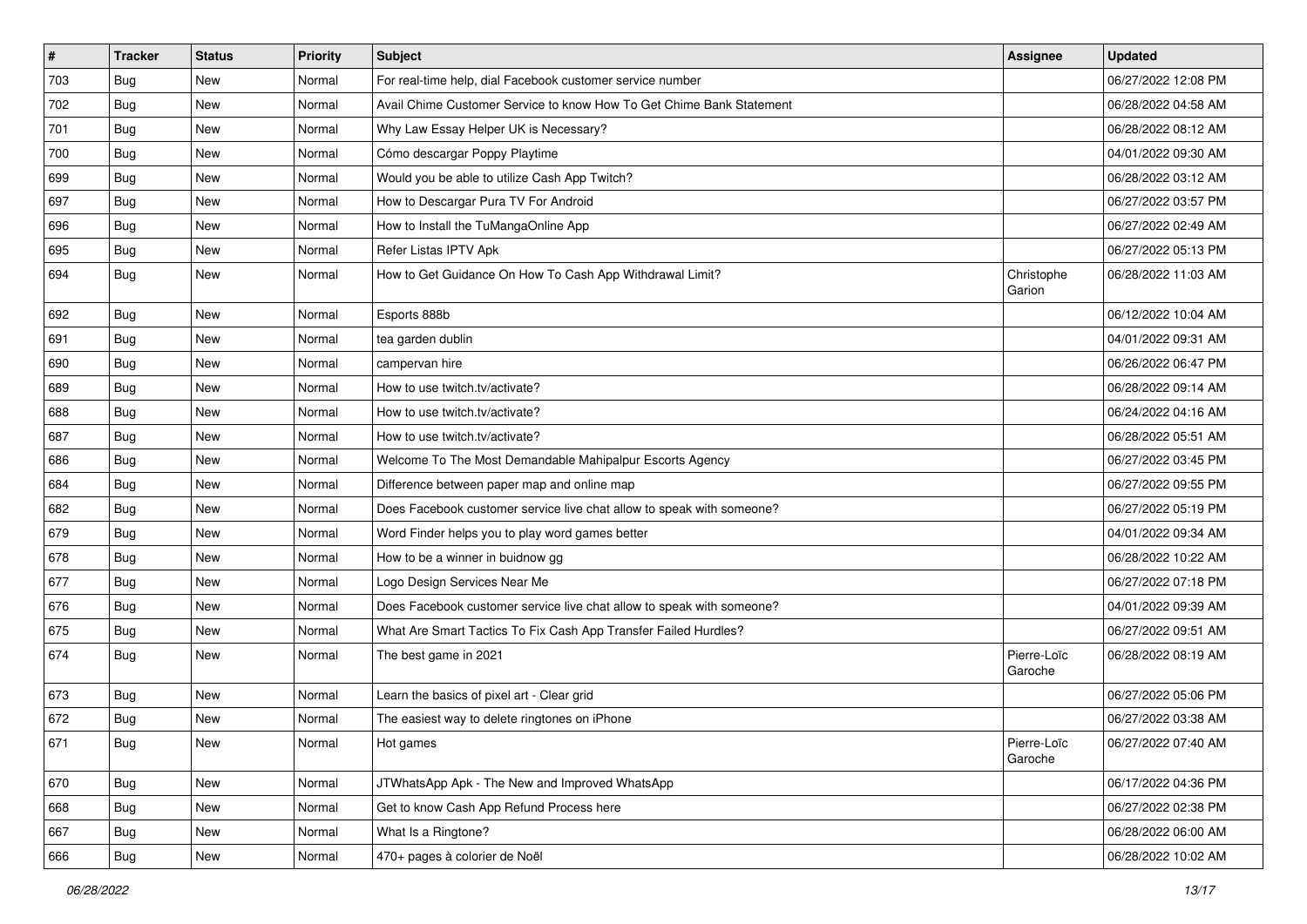| # | Tracker | Status | Priority | Subject | Assignee | Updated |
|---|---|---|---|---|---|---|
| 703 | Bug | New | Normal | For real-time help, dial Facebook customer service number | | 06/27/2022 12:08 PM |
| 702 | Bug | New | Normal | Avail Chime Customer Service to know How To Get Chime Bank Statement | | 06/28/2022 04:58 AM |
| 701 | Bug | New | Normal | Why Law Essay Helper UK is Necessary? | | 06/28/2022 08:12 AM |
| 700 | Bug | New | Normal | Cómo descargar Poppy Playtime | | 04/01/2022 09:30 AM |
| 699 | Bug | New | Normal | Would you be able to utilize Cash App Twitch? | | 06/28/2022 03:12 AM |
| 697 | Bug | New | Normal | How to Descargar Pura TV For Android | | 06/27/2022 03:57 PM |
| 696 | Bug | New | Normal | How to Install the TuMangaOnline App | | 06/27/2022 02:49 AM |
| 695 | Bug | New | Normal | Refer Listas IPTV Apk | | 06/27/2022 05:13 PM |
| 694 | Bug | New | Normal | How to Get Guidance On How To Cash App Withdrawal Limit? | Christophe Garion | 06/28/2022 11:03 AM |
| 692 | Bug | New | Normal | Esports 888b | | 06/12/2022 10:04 AM |
| 691 | Bug | New | Normal | tea garden dublin | | 04/01/2022 09:31 AM |
| 690 | Bug | New | Normal | campervan hire | | 06/26/2022 06:47 PM |
| 689 | Bug | New | Normal | How to use twitch.tv/activate? | | 06/28/2022 09:14 AM |
| 688 | Bug | New | Normal | How to use twitch.tv/activate? | | 06/24/2022 04:16 AM |
| 687 | Bug | New | Normal | How to use twitch.tv/activate? | | 06/28/2022 05:51 AM |
| 686 | Bug | New | Normal | Welcome To The Most Demandable Mahipalpur Escorts Agency | | 06/27/2022 03:45 PM |
| 684 | Bug | New | Normal | Difference between paper map and online map | | 06/27/2022 09:55 PM |
| 682 | Bug | New | Normal | Does Facebook customer service live chat allow to speak with someone? | | 06/27/2022 05:19 PM |
| 679 | Bug | New | Normal | Word Finder helps you to play word games better | | 04/01/2022 09:34 AM |
| 678 | Bug | New | Normal | How to be a winner in buidnow gg | | 06/28/2022 10:22 AM |
| 677 | Bug | New | Normal | Logo Design Services Near Me | | 06/27/2022 07:18 PM |
| 676 | Bug | New | Normal | Does Facebook customer service live chat allow to speak with someone? | | 04/01/2022 09:39 AM |
| 675 | Bug | New | Normal | What Are Smart Tactics To Fix Cash App Transfer Failed Hurdles? | | 06/27/2022 09:51 AM |
| 674 | Bug | New | Normal | The best game in 2021 | Pierre-Loïc Garoche | 06/28/2022 08:19 AM |
| 673 | Bug | New | Normal | Learn the basics of pixel art - Clear grid | | 06/27/2022 05:06 PM |
| 672 | Bug | New | Normal | The easiest way to delete ringtones on iPhone | | 06/27/2022 03:38 AM |
| 671 | Bug | New | Normal | Hot games | Pierre-Loïc Garoche | 06/27/2022 07:40 AM |
| 670 | Bug | New | Normal | JTWhatsApp Apk - The New and Improved WhatsApp | | 06/17/2022 04:36 PM |
| 668 | Bug | New | Normal | Get to know Cash App Refund Process here | | 06/27/2022 02:38 PM |
| 667 | Bug | New | Normal | What Is a Ringtone? | | 06/28/2022 06:00 AM |
| 666 | Bug | New | Normal | 470+ pages à colorier de Noël | | 06/28/2022 10:02 AM |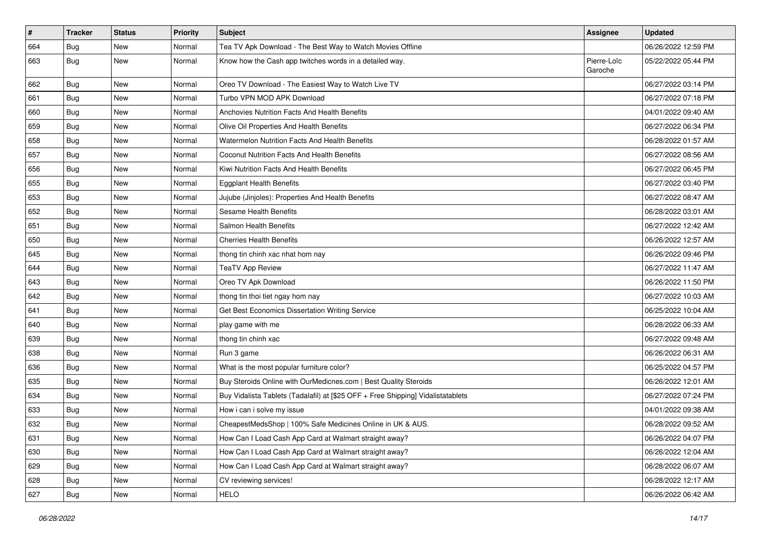| # | Tracker | Status | Priority | Subject | Assignee | Updated |
| --- | --- | --- | --- | --- | --- | --- |
| 664 | Bug | New | Normal | Tea TV Apk Download - The Best Way to Watch Movies Offline | | 06/26/2022 12:59 PM |
| 663 | Bug | New | Normal | Know how the Cash app twitches words in a detailed way. | Pierre-Loïc Garoche | 05/22/2022 05:44 PM |
| 662 | Bug | New | Normal | Oreo TV Download - The Easiest Way to Watch Live TV | | 06/27/2022 03:14 PM |
| 661 | Bug | New | Normal | Turbo VPN MOD APK Download | | 06/27/2022 07:18 PM |
| 660 | Bug | New | Normal | Anchovies Nutrition Facts And Health Benefits | | 04/01/2022 09:40 AM |
| 659 | Bug | New | Normal | Olive Oil Properties And Health Benefits | | 06/27/2022 06:34 PM |
| 658 | Bug | New | Normal | Watermelon Nutrition Facts And Health Benefits | | 06/28/2022 01:57 AM |
| 657 | Bug | New | Normal | Coconut Nutrition Facts And Health Benefits | | 06/27/2022 08:56 AM |
| 656 | Bug | New | Normal | Kiwi Nutrition Facts And Health Benefits | | 06/27/2022 06:45 PM |
| 655 | Bug | New | Normal | Eggplant Health Benefits | | 06/27/2022 03:40 PM |
| 653 | Bug | New | Normal | Jujube (Jinjoles): Properties And Health Benefits | | 06/27/2022 08:47 AM |
| 652 | Bug | New | Normal | Sesame Health Benefits | | 06/28/2022 03:01 AM |
| 651 | Bug | New | Normal | Salmon Health Benefits | | 06/27/2022 12:42 AM |
| 650 | Bug | New | Normal | Cherries Health Benefits | | 06/26/2022 12:57 AM |
| 645 | Bug | New | Normal | thong tin chinh xac nhat hom nay | | 06/26/2022 09:46 PM |
| 644 | Bug | New | Normal | TeaTV App Review | | 06/27/2022 11:47 AM |
| 643 | Bug | New | Normal | Oreo TV Apk Download | | 06/26/2022 11:50 PM |
| 642 | Bug | New | Normal | thong tin thoi tiet ngay hom nay | | 06/27/2022 10:03 AM |
| 641 | Bug | New | Normal | Get Best Economics Dissertation Writing Service | | 06/25/2022 10:04 AM |
| 640 | Bug | New | Normal | play game with me | | 06/28/2022 06:33 AM |
| 639 | Bug | New | Normal | thong tin chinh xac | | 06/27/2022 09:48 AM |
| 638 | Bug | New | Normal | Run 3 game | | 06/26/2022 06:31 AM |
| 636 | Bug | New | Normal | What is the most popular furniture color? | | 06/25/2022 04:57 PM |
| 635 | Bug | New | Normal | Buy Steroids Online with OurMedicnes.com \| Best Quality Steroids | | 06/26/2022 12:01 AM |
| 634 | Bug | New | Normal | Buy Vidalista Tablets (Tadalafil) at [$25 OFF + Free Shipping] Vidalistatablets | | 06/27/2022 07:24 PM |
| 633 | Bug | New | Normal | How i can i solve my issue | | 04/01/2022 09:38 AM |
| 632 | Bug | New | Normal | CheapestMedsShop \| 100% Safe Medicines Online in UK & AUS. | | 06/28/2022 09:52 AM |
| 631 | Bug | New | Normal | How Can I Load Cash App Card at Walmart straight away? | | 06/26/2022 04:07 PM |
| 630 | Bug | New | Normal | How Can I Load Cash App Card at Walmart straight away? | | 06/26/2022 12:04 AM |
| 629 | Bug | New | Normal | How Can I Load Cash App Card at Walmart straight away? | | 06/28/2022 06:07 AM |
| 628 | Bug | New | Normal | CV reviewing services! | | 06/28/2022 12:17 AM |
| 627 | Bug | New | Normal | HELO | | 06/26/2022 06:42 AM |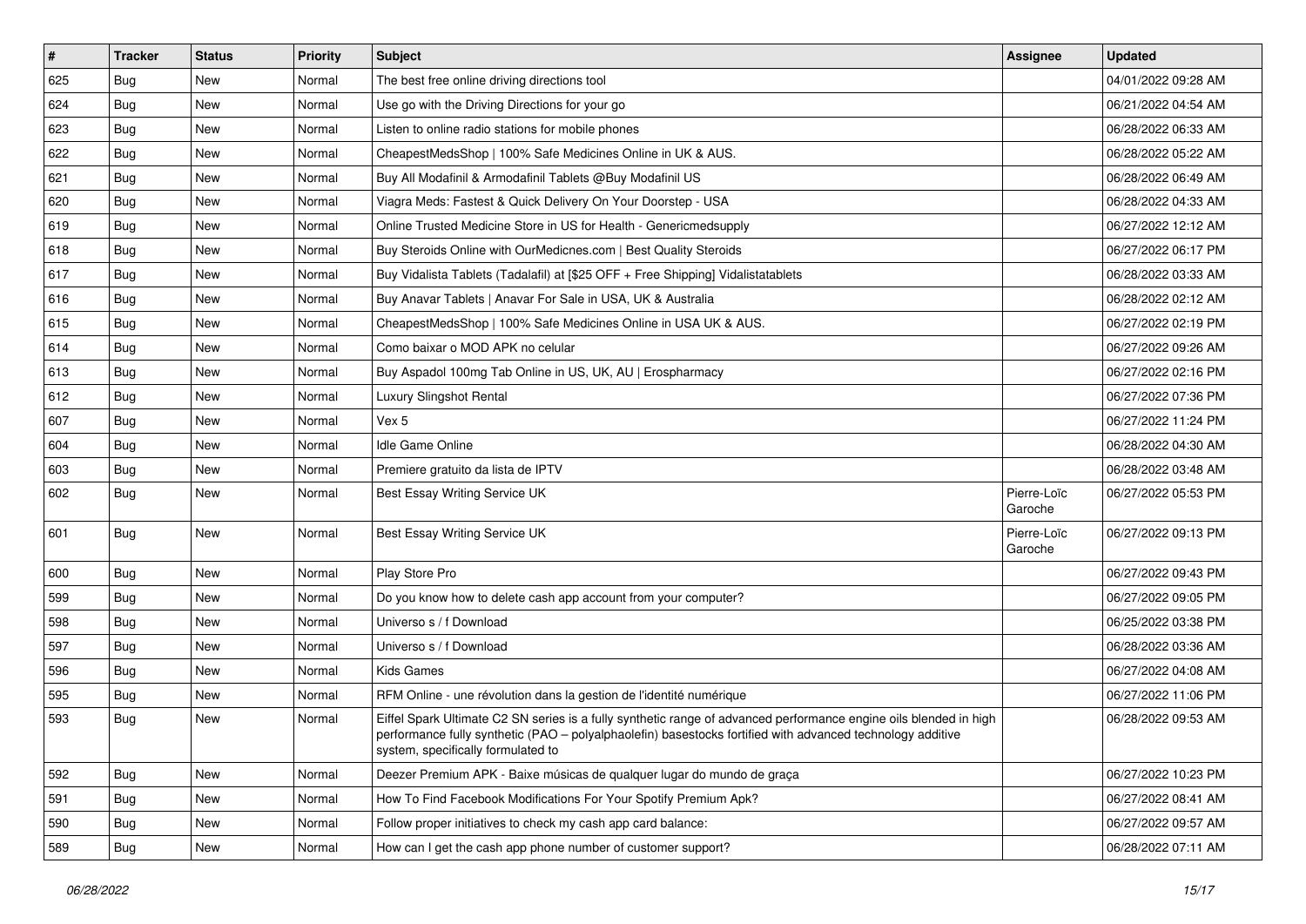| # | Tracker | Status | Priority | Subject | Assignee | Updated |
|---|---|---|---|---|---|---|
| 625 | Bug | New | Normal | The best free online driving directions tool | | 04/01/2022 09:28 AM |
| 624 | Bug | New | Normal | Use go with the Driving Directions for your go | | 06/21/2022 04:54 AM |
| 623 | Bug | New | Normal | Listen to online radio stations for mobile phones | | 06/28/2022 06:33 AM |
| 622 | Bug | New | Normal | CheapestMedsShop \| 100% Safe Medicines Online in UK & AUS. | | 06/28/2022 05:22 AM |
| 621 | Bug | New | Normal | Buy All Modafinil & Armodafinil Tablets @Buy Modafinil US | | 06/28/2022 06:49 AM |
| 620 | Bug | New | Normal | Viagra Meds: Fastest & Quick Delivery On Your Doorstep - USA | | 06/28/2022 04:33 AM |
| 619 | Bug | New | Normal | Online Trusted Medicine Store in US for Health - Genericmedsupply | | 06/27/2022 12:12 AM |
| 618 | Bug | New | Normal | Buy Steroids Online with OurMedicnes.com \| Best Quality Steroids | | 06/27/2022 06:17 PM |
| 617 | Bug | New | Normal | Buy Vidalista Tablets (Tadalafil) at [$25 OFF + Free Shipping] Vidalistatablets | | 06/28/2022 03:33 AM |
| 616 | Bug | New | Normal | Buy Anavar Tablets \| Anavar For Sale in USA, UK & Australia | | 06/28/2022 02:12 AM |
| 615 | Bug | New | Normal | CheapestMedsShop \| 100% Safe Medicines Online in USA UK & AUS. | | 06/27/2022 02:19 PM |
| 614 | Bug | New | Normal | Como baixar o MOD APK no celular | | 06/27/2022 09:26 AM |
| 613 | Bug | New | Normal | Buy Aspadol 100mg Tab Online in US, UK, AU \| Erospharmacy | | 06/27/2022 02:16 PM |
| 612 | Bug | New | Normal | Luxury Slingshot Rental | | 06/27/2022 07:36 PM |
| 607 | Bug | New | Normal | Vex 5 | | 06/27/2022 11:24 PM |
| 604 | Bug | New | Normal | Idle Game Online | | 06/28/2022 04:30 AM |
| 603 | Bug | New | Normal | Premiere gratuito da lista de IPTV | | 06/28/2022 03:48 AM |
| 602 | Bug | New | Normal | Best Essay Writing Service UK | Pierre-Loïc Garoche | 06/27/2022 05:53 PM |
| 601 | Bug | New | Normal | Best Essay Writing Service UK | Pierre-Loïc Garoche | 06/27/2022 09:13 PM |
| 600 | Bug | New | Normal | Play Store Pro | | 06/27/2022 09:43 PM |
| 599 | Bug | New | Normal | Do you know how to delete cash app account from your computer? | | 06/27/2022 09:05 PM |
| 598 | Bug | New | Normal | Universo s / f Download | | 06/25/2022 03:38 PM |
| 597 | Bug | New | Normal | Universo s / f Download | | 06/28/2022 03:36 AM |
| 596 | Bug | New | Normal | Kids Games | | 06/27/2022 04:08 AM |
| 595 | Bug | New | Normal | RFM Online - une révolution dans la gestion de l'identité numérique | | 06/27/2022 11:06 PM |
| 593 | Bug | New | Normal | Eiffel Spark Ultimate C2 SN series is a fully synthetic range of advanced performance engine oils blended in high performance fully synthetic (PAO – polyalphaolefin) basestocks fortified with advanced technology additive system, specifically formulated to | | 06/28/2022 09:53 AM |
| 592 | Bug | New | Normal | Deezer Premium APK - Baixe músicas de qualquer lugar do mundo de graça | | 06/27/2022 10:23 PM |
| 591 | Bug | New | Normal | How To Find Facebook Modifications For Your Spotify Premium Apk? | | 06/27/2022 08:41 AM |
| 590 | Bug | New | Normal | Follow proper initiatives to check my cash app card balance: | | 06/27/2022 09:57 AM |
| 589 | Bug | New | Normal | How can I get the cash app phone number of customer support? | | 06/28/2022 07:11 AM |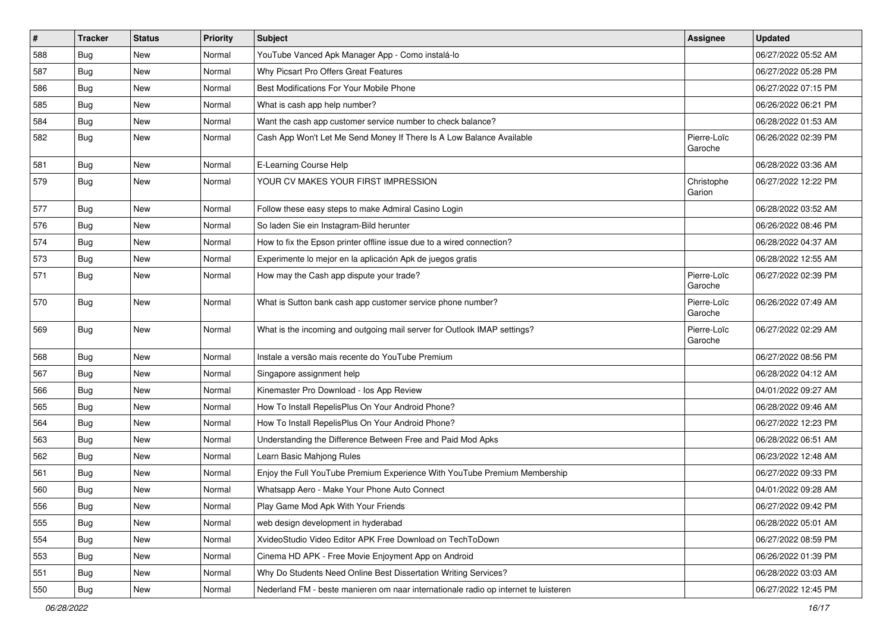| # | Tracker | Status | Priority | Subject | Assignee | Updated |
|---|---|---|---|---|---|---|
| 588 | Bug | New | Normal | YouTube Vanced Apk Manager App - Como instalá-lo | | 06/27/2022 05:52 AM |
| 587 | Bug | New | Normal | Why Picsart Pro Offers Great Features | | 06/27/2022 05:28 PM |
| 586 | Bug | New | Normal | Best Modifications For Your Mobile Phone | | 06/27/2022 07:15 PM |
| 585 | Bug | New | Normal | What is cash app help number? | | 06/26/2022 06:21 PM |
| 584 | Bug | New | Normal | Want the cash app customer service number to check balance? | | 06/28/2022 01:53 AM |
| 582 | Bug | New | Normal | Cash App Won't Let Me Send Money If There Is A Low Balance Available | Pierre-Loïc Garoche | 06/26/2022 02:39 PM |
| 581 | Bug | New | Normal | E-Learning Course Help | | 06/28/2022 03:36 AM |
| 579 | Bug | New | Normal | YOUR CV MAKES YOUR FIRST IMPRESSION | Christophe Garion | 06/27/2022 12:22 PM |
| 577 | Bug | New | Normal | Follow these easy steps to make Admiral Casino Login | | 06/28/2022 03:52 AM |
| 576 | Bug | New | Normal | So laden Sie ein Instagram-Bild herunter | | 06/26/2022 08:46 PM |
| 574 | Bug | New | Normal | How to fix the Epson printer offline issue due to a wired connection? | | 06/28/2022 04:37 AM |
| 573 | Bug | New | Normal | Experimente lo mejor en la aplicación Apk de juegos gratis | | 06/28/2022 12:55 AM |
| 571 | Bug | New | Normal | How may the Cash app dispute your trade? | Pierre-Loïc Garoche | 06/27/2022 02:39 PM |
| 570 | Bug | New | Normal | What is Sutton bank cash app customer service phone number? | Pierre-Loïc Garoche | 06/26/2022 07:49 AM |
| 569 | Bug | New | Normal | What is the incoming and outgoing mail server for Outlook IMAP settings? | Pierre-Loïc Garoche | 06/27/2022 02:29 AM |
| 568 | Bug | New | Normal | Instale a versão mais recente do YouTube Premium | | 06/27/2022 08:56 PM |
| 567 | Bug | New | Normal | Singapore assignment help | | 06/28/2022 04:12 AM |
| 566 | Bug | New | Normal | Kinemaster Pro Download - Ios App Review | | 04/01/2022 09:27 AM |
| 565 | Bug | New | Normal | How To Install RepelisPlus On Your Android Phone? | | 06/28/2022 09:46 AM |
| 564 | Bug | New | Normal | How To Install RepelisPlus On Your Android Phone? | | 06/27/2022 12:23 PM |
| 563 | Bug | New | Normal | Understanding the Difference Between Free and Paid Mod Apks | | 06/28/2022 06:51 AM |
| 562 | Bug | New | Normal | Learn Basic Mahjong Rules | | 06/23/2022 12:48 AM |
| 561 | Bug | New | Normal | Enjoy the Full YouTube Premium Experience With YouTube Premium Membership | | 06/27/2022 09:33 PM |
| 560 | Bug | New | Normal | Whatsapp Aero - Make Your Phone Auto Connect | | 04/01/2022 09:28 AM |
| 556 | Bug | New | Normal | Play Game Mod Apk With Your Friends | | 06/27/2022 09:42 PM |
| 555 | Bug | New | Normal | web design development in hyderabad | | 06/28/2022 05:01 AM |
| 554 | Bug | New | Normal | XvideoStudio Video Editor APK Free Download on TechToDown | | 06/27/2022 08:59 PM |
| 553 | Bug | New | Normal | Cinema HD APK - Free Movie Enjoyment App on Android | | 06/26/2022 01:39 PM |
| 551 | Bug | New | Normal | Why Do Students Need Online Best Dissertation Writing Services? | | 06/28/2022 03:03 AM |
| 550 | Bug | New | Normal | Nederland FM - beste manieren om naar internationale radio op internet te luisteren | | 06/27/2022 12:45 PM |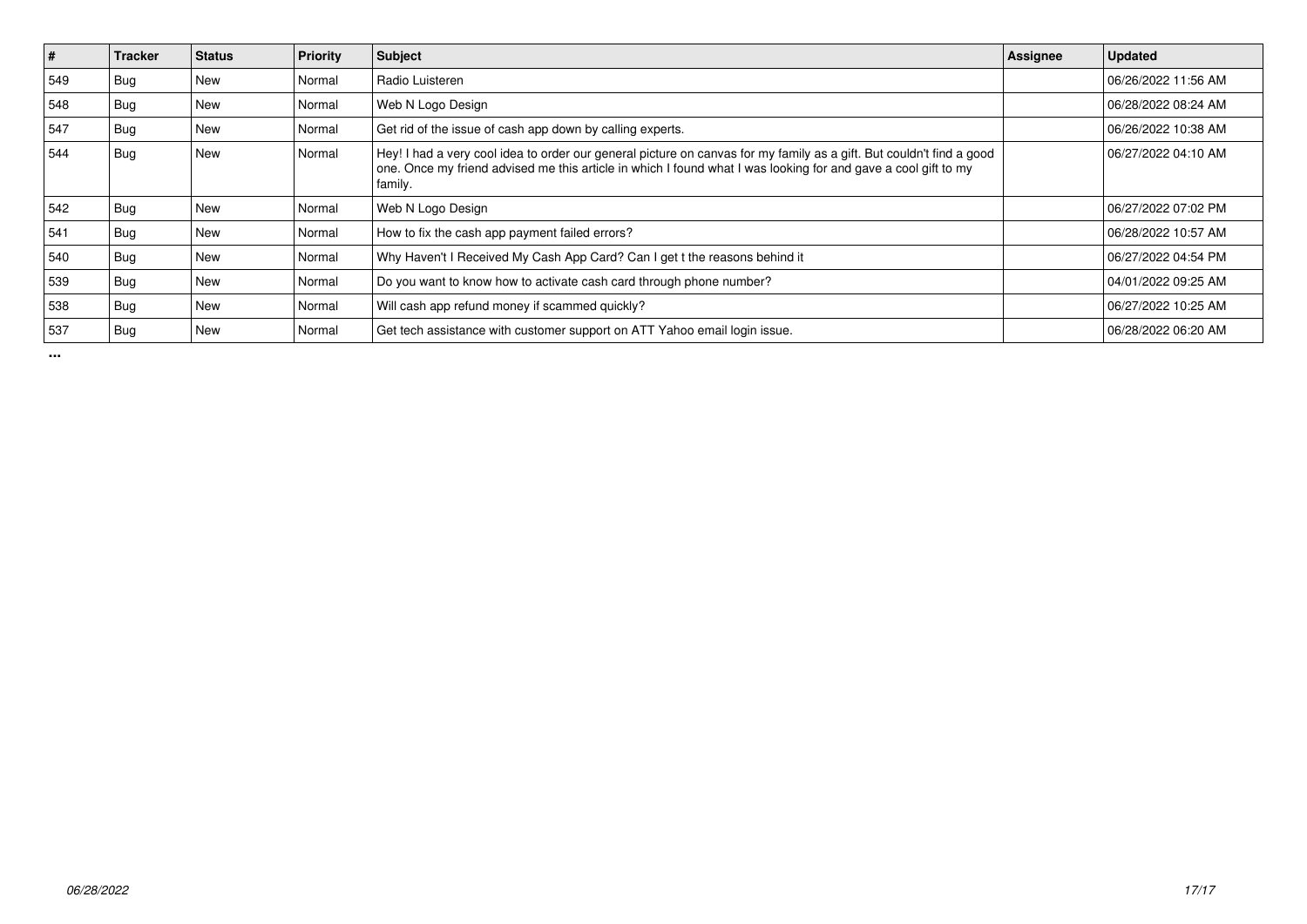| # | Tracker | Status | Priority | Subject | Assignee | Updated |
| --- | --- | --- | --- | --- | --- | --- |
| 549 | Bug | New | Normal | Radio Luisteren | | 06/26/2022 11:56 AM |
| 548 | Bug | New | Normal | Web N Logo Design | | 06/28/2022 08:24 AM |
| 547 | Bug | New | Normal | Get rid of the issue of cash app down by calling experts. | | 06/26/2022 10:38 AM |
| 544 | Bug | New | Normal | Hey! I had a very cool idea to order our general picture on canvas for my family as a gift. But couldn't find a good one. Once my friend advised me this article in which I found what I was looking for and gave a cool gift to my family. | | 06/27/2022 04:10 AM |
| 542 | Bug | New | Normal | Web N Logo Design | | 06/27/2022 07:02 PM |
| 541 | Bug | New | Normal | How to fix the cash app payment failed errors? | | 06/28/2022 10:57 AM |
| 540 | Bug | New | Normal | Why Haven't I Received My Cash App Card? Can I get t the reasons behind it | | 06/27/2022 04:54 PM |
| 539 | Bug | New | Normal | Do you want to know how to activate cash card through phone number? | | 04/01/2022 09:25 AM |
| 538 | Bug | New | Normal | Will cash app refund money if scammed quickly? | | 06/27/2022 10:25 AM |
| 537 | Bug | New | Normal | Get tech assistance with customer support on ATT Yahoo email login issue. | | 06/28/2022 06:20 AM |

...